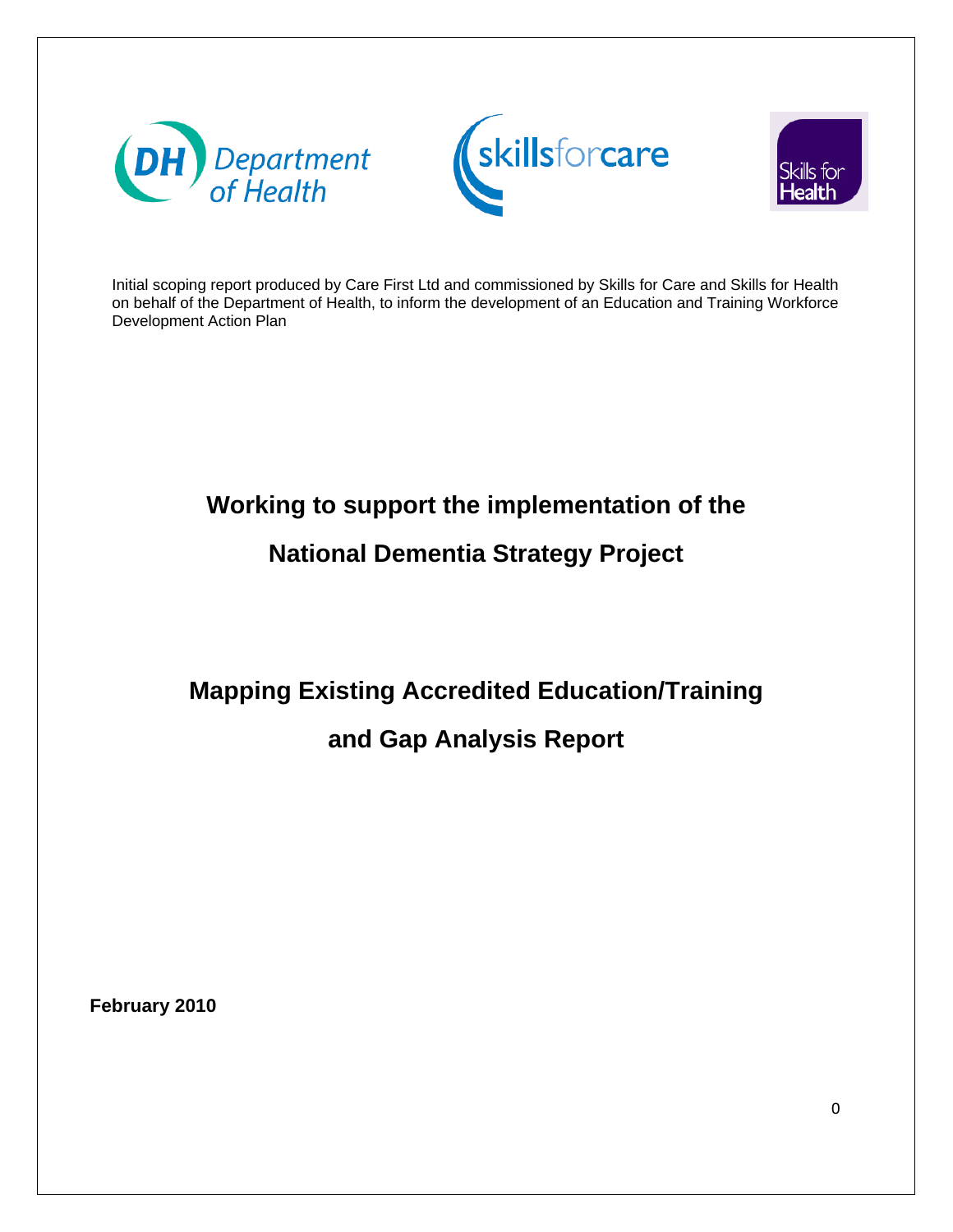Initial scoping report produced by Care First Ltd and commissioned by Skills for Care and Skills for Health on behalf of the Department of Health, to inform the development of an Education and Training Workforce Development Action Plan

# Working to support the implementation of the National Dementia Strategy Project

# Mapping Existing Accredited Education/Training and Gap Analysis Report

**February 2010**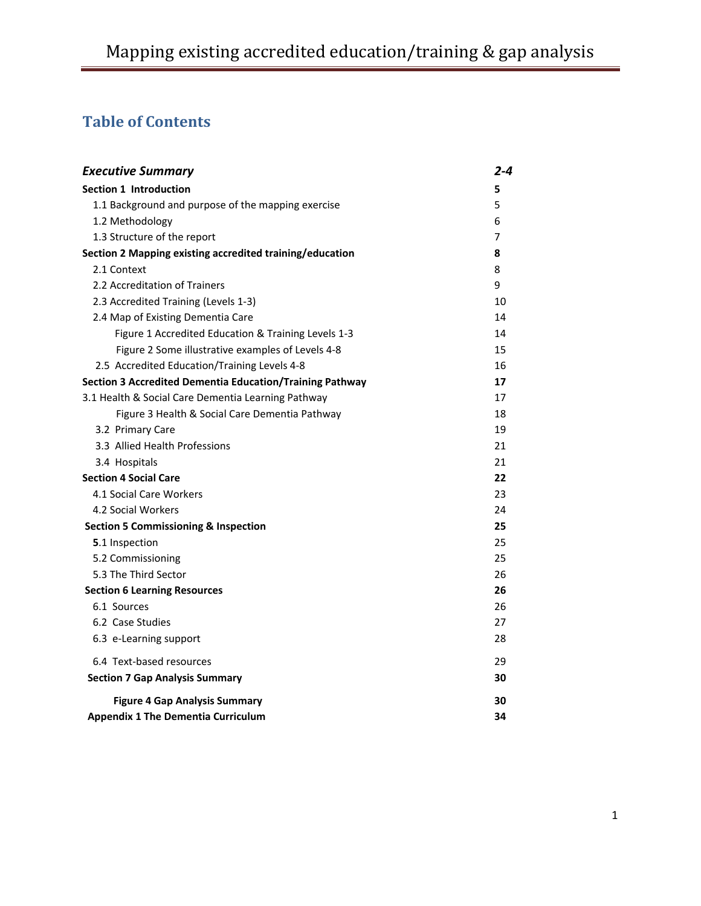## Table of Contents

| | |
|---|---|
| ***Executive Summary*** | ***2-4*** |
| **Section 1 Introduction** | **5** |
| 1.1 Background and purpose of the mapping exercise | 5 |
| 1.2 Methodology | 6 |
| 1.3 Structure of the report | 7 |
| **Section 2 Mapping existing accredited training/education** | **8** |
| 2.1 Context | 8 |
| 2.2 Accreditation of Trainers | 9 |
| 2.3 Accredited Training (Levels 1-3) | 10 |
| 2.4 Map of Existing Dementia Care | 14 |
| Figure 1 Accredited Education & Training Levels 1-3 | 14 |
| Figure 2 Some illustrative examples of Levels 4-8 | 15 |
| 2.5 Accredited Education/Training Levels 4-8 | 16 |
| **Section 3 Accredited Dementia Education/Training Pathway** | **17** |
| 3.1 Health & Social Care Dementia Learning Pathway | 17 |
| Figure 3 Health & Social Care Dementia Pathway | 18 |
| 3.2 Primary Care | 19 |
| 3.3 Allied Health Professions | 21 |
| 3.4 Hospitals | 21 |
| **Section 4 Social Care** | **22** |
| 4.1 Social Care Workers | 23 |
| 4.2 Social Workers | 24 |
| **Section 5 Commissioning & Inspection** | **25** |
| **5**.1 Inspection | 25 |
| 5.2 Commissioning | 25 |
| 5.3 The Third Sector | 26 |
| **Section 6 Learning Resources** | **26** |
| 6.1 Sources | 26 |
| 6.2 Case Studies | 27 |
| 6.3 e-Learning support | 28 |
| 6.4 Text-based resources | 29 |
| **Section 7 Gap Analysis Summary** | **30** |
| **Figure 4 Gap Analysis Summary** | **30** |
| **Appendix 1 The Dementia Curriculum** | **34** |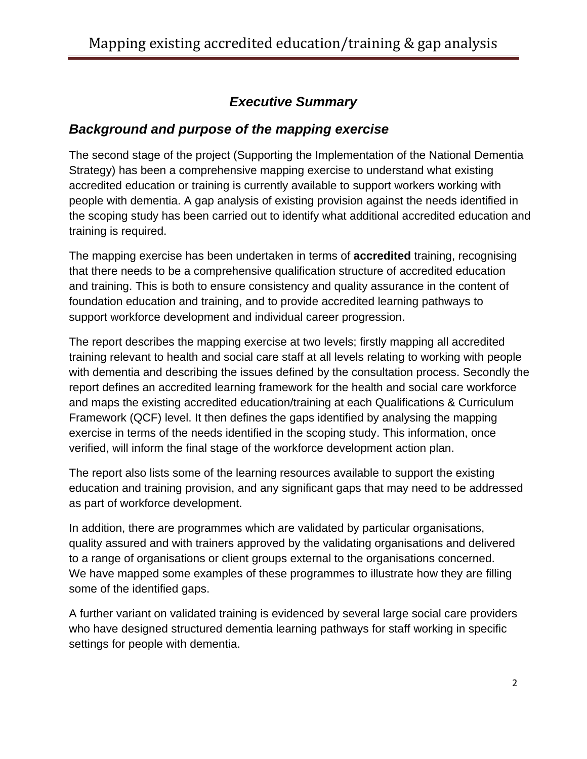## *Executive Summary*

### *Background and purpose of the mapping exercise*

The second stage of the project (Supporting the Implementation of the National Dementia Strategy) has been a comprehensive mapping exercise to understand what existing accredited education or training is currently available to support workers working with people with dementia. A gap analysis of existing provision against the needs identified in the scoping study has been carried out to identify what additional accredited education and training is required.

The mapping exercise has been undertaken in terms of **accredited** training, recognising that there needs to be a comprehensive qualification structure of accredited education and training. This is both to ensure consistency and quality assurance in the content of foundation education and training, and to provide accredited learning pathways to support workforce development and individual career progression.

The report describes the mapping exercise at two levels; firstly mapping all accredited training relevant to health and social care staff at all levels relating to working with people with dementia and describing the issues defined by the consultation process. Secondly the report defines an accredited learning framework for the health and social care workforce and maps the existing accredited education/training at each Qualifications & Curriculum Framework (QCF) level. It then defines the gaps identified by analysing the mapping exercise in terms of the needs identified in the scoping study. This information, once verified, will inform the final stage of the workforce development action plan.

The report also lists some of the learning resources available to support the existing education and training provision, and any significant gaps that may need to be addressed as part of workforce development.

In addition, there are programmes which are validated by particular organisations, quality assured and with trainers approved by the validating organisations and delivered to a range of organisations or client groups external to the organisations concerned. We have mapped some examples of these programmes to illustrate how they are filling some of the identified gaps.

A further variant on validated training is evidenced by several large social care providers who have designed structured dementia learning pathways for staff working in specific settings for people with dementia.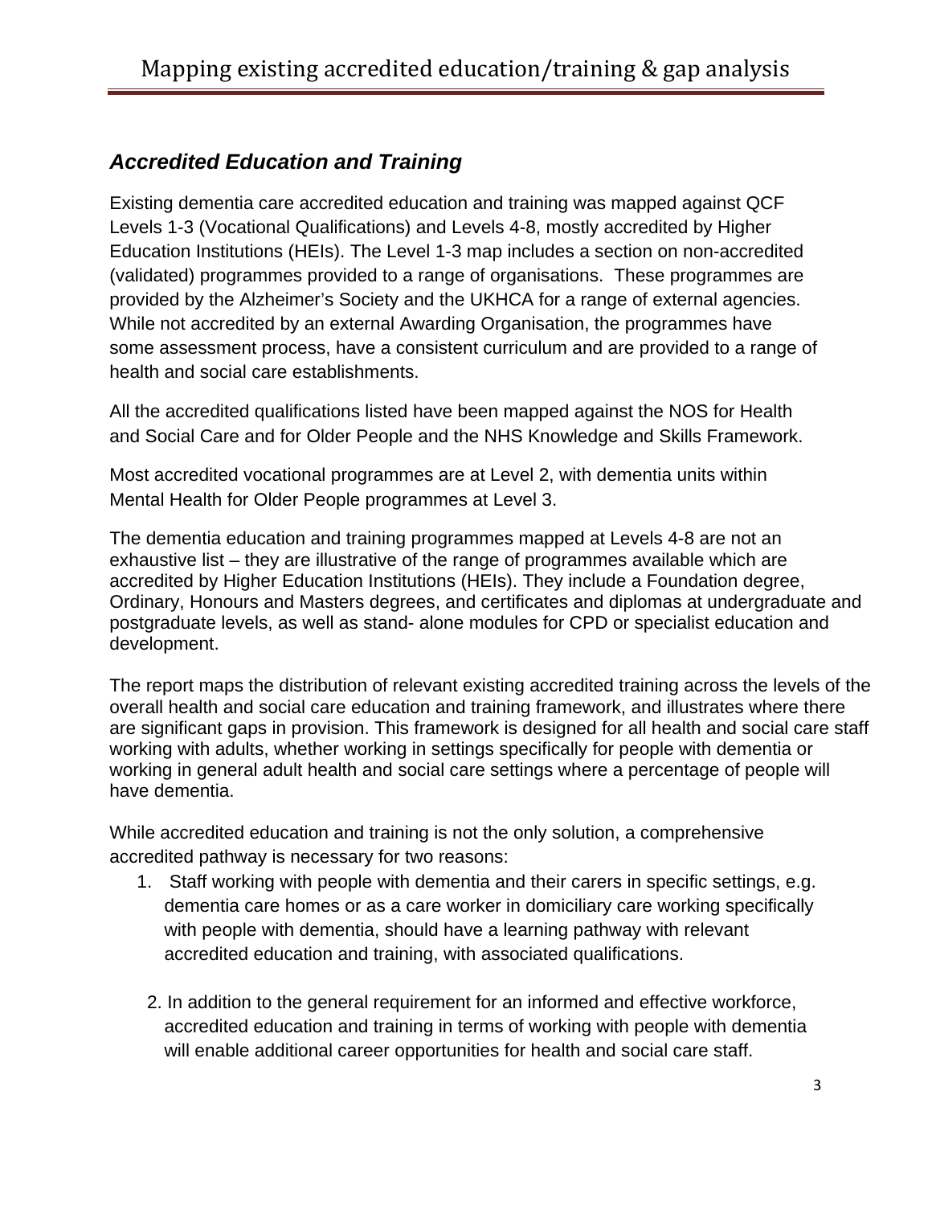## *Accredited Education and Training*

Existing dementia care accredited education and training was mapped against QCF Levels 1-3 (Vocational Qualifications) and Levels 4-8, mostly accredited by Higher Education Institutions (HEIs). The Level 1-3 map includes a section on non-accredited (validated) programmes provided to a range of organisations. These programmes are provided by the Alzheimer's Society and the UKHCA for a range of external agencies. While not accredited by an external Awarding Organisation, the programmes have some assessment process, have a consistent curriculum and are provided to a range of health and social care establishments.

All the accredited qualifications listed have been mapped against the NOS for Health and Social Care and for Older People and the NHS Knowledge and Skills Framework.

Most accredited vocational programmes are at Level 2, with dementia units within Mental Health for Older People programmes at Level 3.

The dementia education and training programmes mapped at Levels 4-8 are not an exhaustive list – they are illustrative of the range of programmes available which are accredited by Higher Education Institutions (HEIs). They include a Foundation degree, Ordinary, Honours and Masters degrees, and certificates and diplomas at undergraduate and postgraduate levels, as well as stand- alone modules for CPD or specialist education and development.

The report maps the distribution of relevant existing accredited training across the levels of the overall health and social care education and training framework, and illustrates where there are significant gaps in provision. This framework is designed for all health and social care staff working with adults, whether working in settings specifically for people with dementia or working in general adult health and social care settings where a percentage of people will have dementia.

While accredited education and training is not the only solution, a comprehensive accredited pathway is necessary for two reasons:

1. Staff working with people with dementia and their carers in specific settings, e.g. dementia care homes or as a care worker in domiciliary care working specifically with people with dementia, should have a learning pathway with relevant accredited education and training, with associated qualifications.

2. In addition to the general requirement for an informed and effective workforce, accredited education and training in terms of working with people with dementia will enable additional career opportunities for health and social care staff.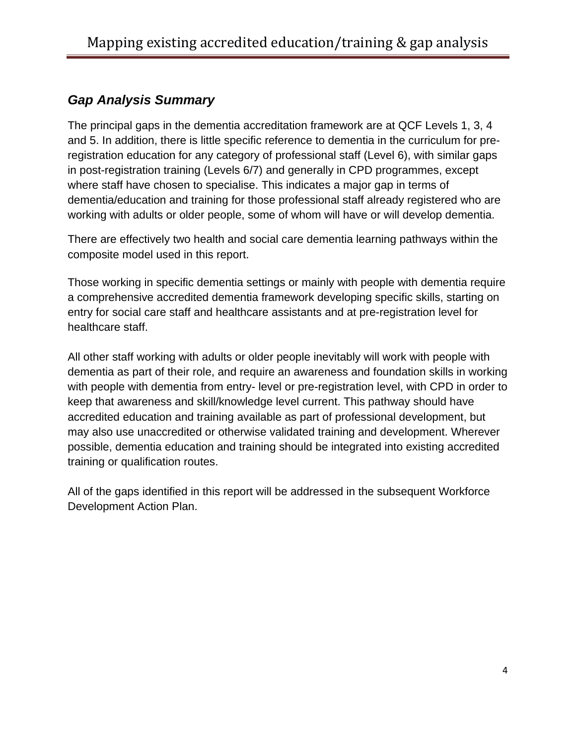## *Gap Analysis Summary*

The principal gaps in the dementia accreditation framework are at QCF Levels 1, 3, 4 and 5. In addition, there is little specific reference to dementia in the curriculum for pre-registration education for any category of professional staff (Level 6), with similar gaps in post-registration training (Levels 6/7) and generally in CPD programmes, except where staff have chosen to specialise. This indicates a major gap in terms of dementia/education and training for those professional staff already registered who are working with adults or older people, some of whom will have or will develop dementia.

There are effectively two health and social care dementia learning pathways within the composite model used in this report.

Those working in specific dementia settings or mainly with people with dementia require a comprehensive accredited dementia framework developing specific skills, starting on entry for social care staff and healthcare assistants and at pre-registration level for healthcare staff.

All other staff working with adults or older people inevitably will work with people with dementia as part of their role, and require an awareness and foundation skills in working with people with dementia from entry- level or pre-registration level, with CPD in order to keep that awareness and skill/knowledge level current. This pathway should have accredited education and training available as part of professional development, but may also use unaccredited or otherwise validated training and development. Wherever possible, dementia education and training should be integrated into existing accredited training or qualification routes.

All of the gaps identified in this report will be addressed in the subsequent Workforce Development Action Plan.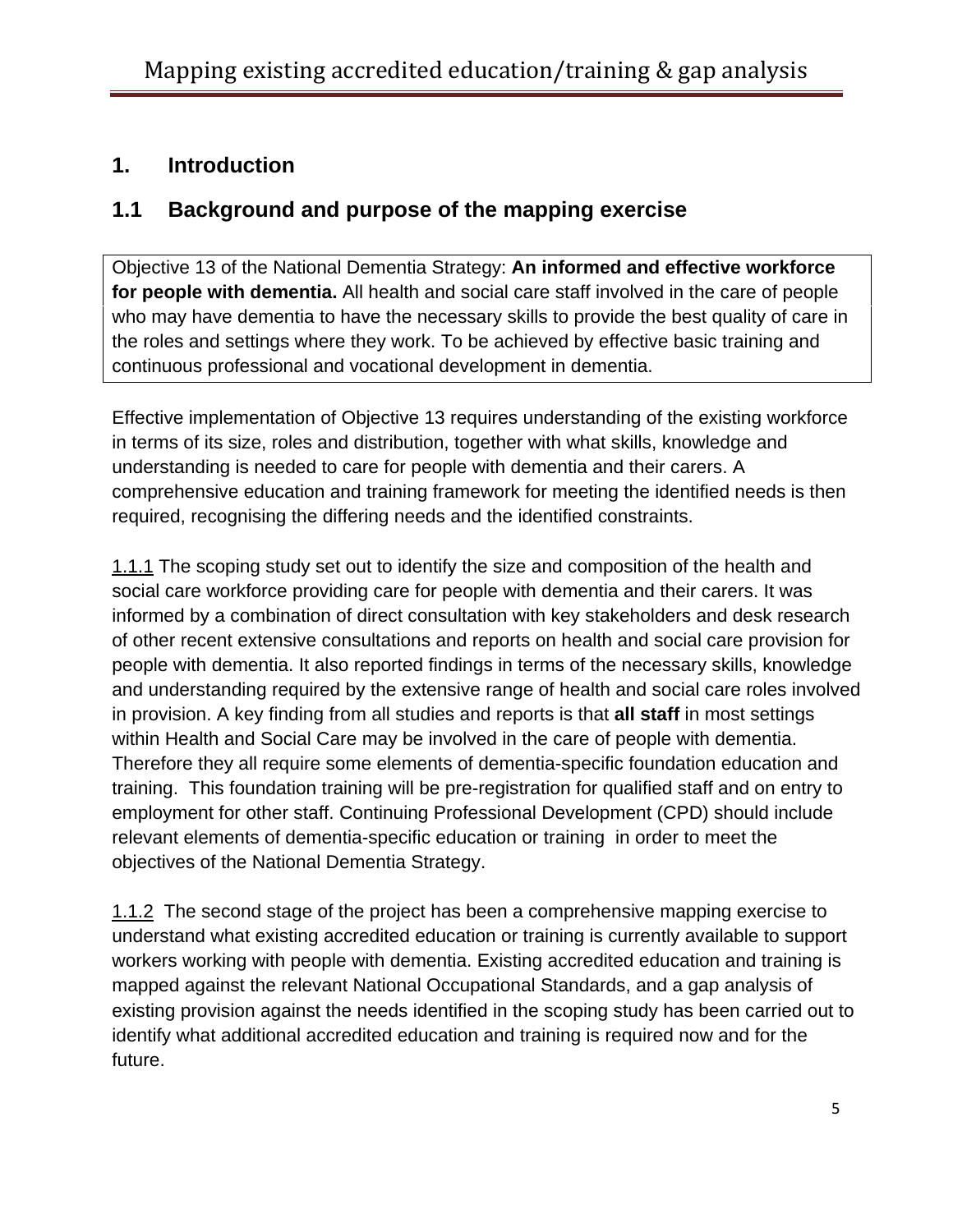# 1. Introduction

## 1.1 Background and purpose of the mapping exercise

Objective 13 of the National Dementia Strategy: **An informed and effective workforce for people with dementia.** All health and social care staff involved in the care of people who may have dementia to have the necessary skills to provide the best quality of care in the roles and settings where they work. To be achieved by effective basic training and continuous professional and vocational development in dementia.

Effective implementation of Objective 13 requires understanding of the existing workforce in terms of its size, roles and distribution, together with what skills, knowledge and understanding is needed to care for people with dementia and their carers. A comprehensive education and training framework for meeting the identified needs is then required, recognising the differing needs and the identified constraints.

<u>1.1.1</u> The scoping study set out to identify the size and composition of the health and social care workforce providing care for people with dementia and their carers. It was informed by a combination of direct consultation with key stakeholders and desk research of other recent extensive consultations and reports on health and social care provision for people with dementia. It also reported findings in terms of the necessary skills, knowledge and understanding required by the extensive range of health and social care roles involved in provision. A key finding from all studies and reports is that **all staff** in most settings within Health and Social Care may be involved in the care of people with dementia. Therefore they all require some elements of dementia-specific foundation education and training. This foundation training will be pre-registration for qualified staff and on entry to employment for other staff. Continuing Professional Development (CPD) should include relevant elements of dementia-specific education or training in order to meet the objectives of the National Dementia Strategy.

<u>1.1.2</u> The second stage of the project has been a comprehensive mapping exercise to understand what existing accredited education or training is currently available to support workers working with people with dementia. Existing accredited education and training is mapped against the relevant National Occupational Standards, and a gap analysis of existing provision against the needs identified in the scoping study has been carried out to identify what additional accredited education and training is required now and for the future.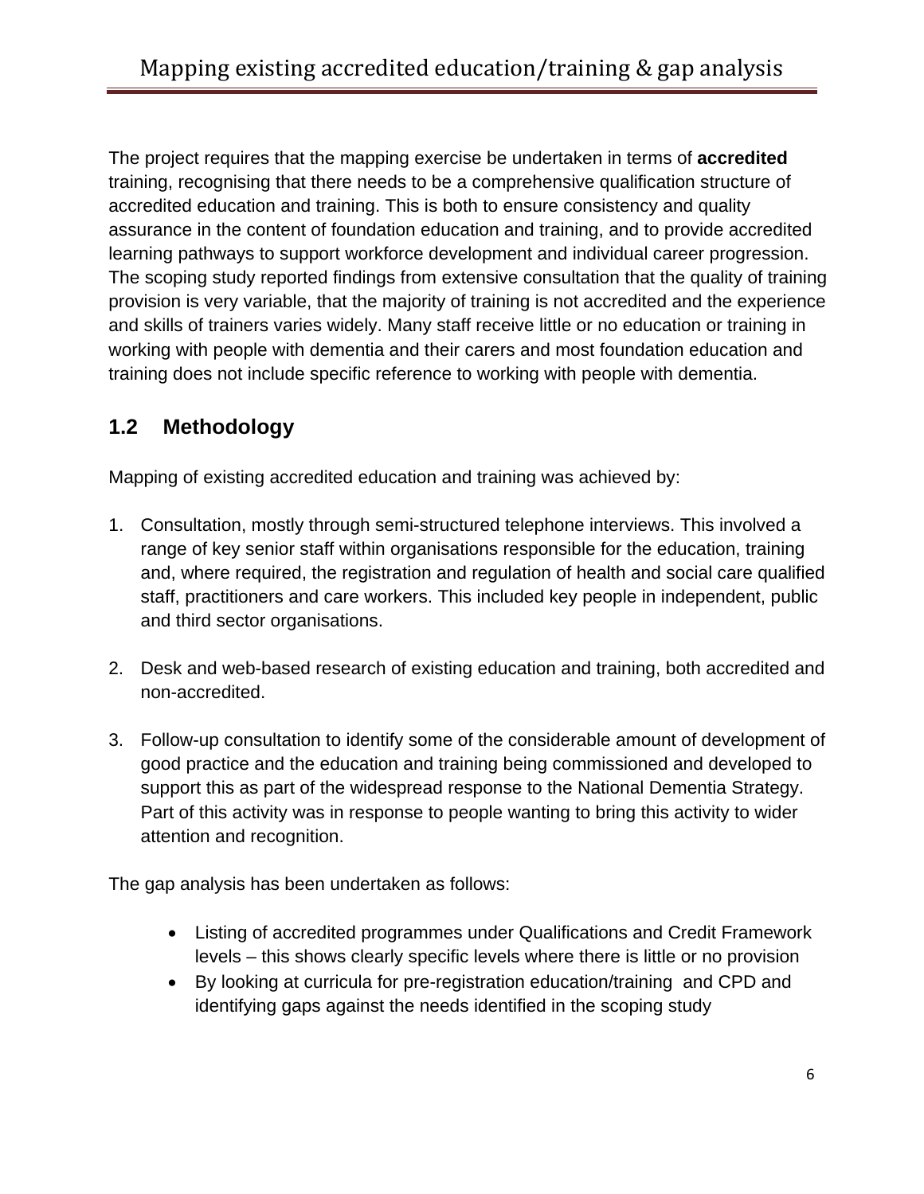The project requires that the mapping exercise be undertaken in terms of **accredited** training, recognising that there needs to be a comprehensive qualification structure of accredited education and training. This is both to ensure consistency and quality assurance in the content of foundation education and training, and to provide accredited learning pathways to support workforce development and individual career progression. The scoping study reported findings from extensive consultation that the quality of training provision is very variable, that the majority of training is not accredited and the experience and skills of trainers varies widely. Many staff receive little or no education or training in working with people with dementia and their carers and most foundation education and training does not include specific reference to working with people with dementia.

## 1.2 Methodology

Mapping of existing accredited education and training was achieved by:

1. Consultation, mostly through semi-structured telephone interviews. This involved a range of key senior staff within organisations responsible for the education, training and, where required, the registration and regulation of health and social care qualified staff, practitioners and care workers. This included key people in independent, public and third sector organisations.

2. Desk and web-based research of existing education and training, both accredited and non-accredited.

3. Follow-up consultation to identify some of the considerable amount of development of good practice and the education and training being commissioned and developed to support this as part of the widespread response to the National Dementia Strategy. Part of this activity was in response to people wanting to bring this activity to wider attention and recognition.

The gap analysis has been undertaken as follows:

- Listing of accredited programmes under Qualifications and Credit Framework levels – this shows clearly specific levels where there is little or no provision
- By looking at curricula for pre-registration education/training and CPD and identifying gaps against the needs identified in the scoping study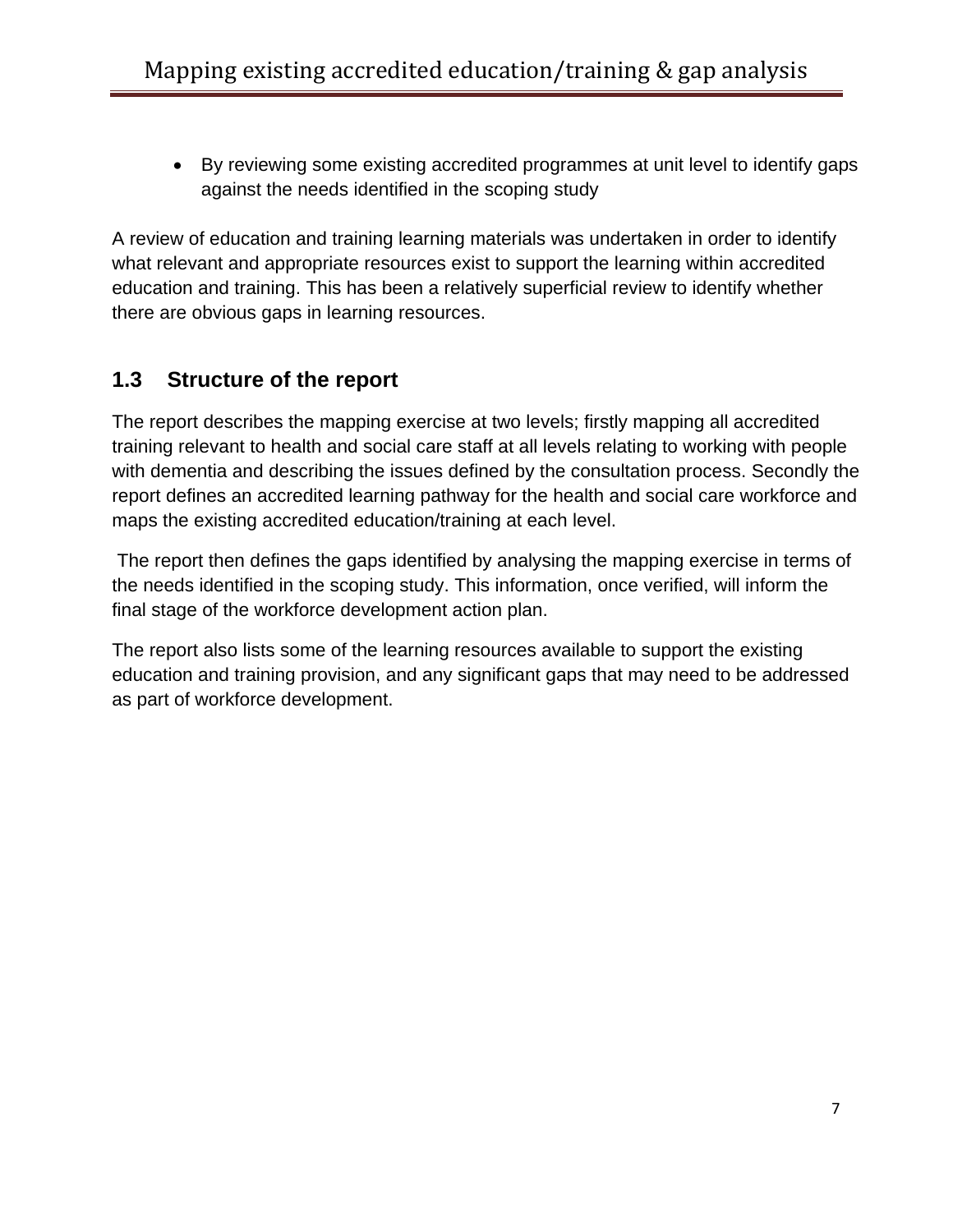- By reviewing some existing accredited programmes at unit level to identify gaps against the needs identified in the scoping study

A review of education and training learning materials was undertaken in order to identify what relevant and appropriate resources exist to support the learning within accredited education and training. This has been a relatively superficial review to identify whether there are obvious gaps in learning resources.

## 1.3 Structure of the report

The report describes the mapping exercise at two levels; firstly mapping all accredited training relevant to health and social care staff at all levels relating to working with people with dementia and describing the issues defined by the consultation process. Secondly the report defines an accredited learning pathway for the health and social care workforce and maps the existing accredited education/training at each level.

The report then defines the gaps identified by analysing the mapping exercise in terms of the needs identified in the scoping study. This information, once verified, will inform the final stage of the workforce development action plan.

The report also lists some of the learning resources available to support the existing education and training provision, and any significant gaps that may need to be addressed as part of workforce development.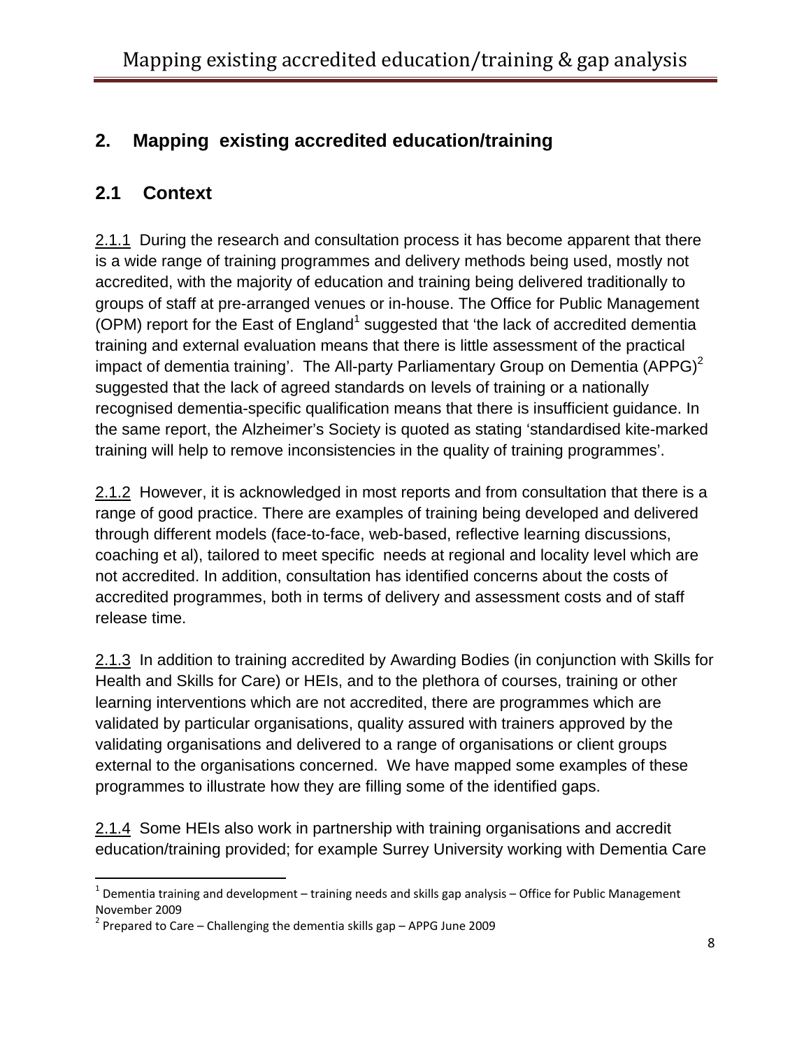## 2. Mapping existing accredited education/training

### 2.1 Context

2.1.1 During the research and consultation process it has become apparent that there is a wide range of training programmes and delivery methods being used, mostly not accredited, with the majority of education and training being delivered traditionally to groups of staff at pre-arranged venues or in-house. The Office for Public Management (OPM) report for the East of England[1] suggested that 'the lack of accredited dementia training and external evaluation means that there is little assessment of the practical impact of dementia training'. The All-party Parliamentary Group on Dementia (APPG)[2] suggested that the lack of agreed standards on levels of training or a nationally recognised dementia-specific qualification means that there is insufficient guidance. In the same report, the Alzheimer's Society is quoted as stating 'standardised kite-marked training will help to remove inconsistencies in the quality of training programmes'.

2.1.2 However, it is acknowledged in most reports and from consultation that there is a range of good practice. There are examples of training being developed and delivered through different models (face-to-face, web-based, reflective learning discussions, coaching et al), tailored to meet specific needs at regional and locality level which are not accredited. In addition, consultation has identified concerns about the costs of accredited programmes, both in terms of delivery and assessment costs and of staff release time.

2.1.3 In addition to training accredited by Awarding Bodies (in conjunction with Skills for Health and Skills for Care) or HEIs, and to the plethora of courses, training or other learning interventions which are not accredited, there are programmes which are validated by particular organisations, quality assured with trainers approved by the validating organisations and delivered to a range of organisations or client groups external to the organisations concerned. We have mapped some examples of these programmes to illustrate how they are filling some of the identified gaps.

2.1.4 Some HEIs also work in partnership with training organisations and accredit education/training provided; for example Surrey University working with Dementia Care

---

[1] Dementia training and development – training needs and skills gap analysis – Office for Public Management November 2009

[2] Prepared to Care – Challenging the dementia skills gap – APPG June 2009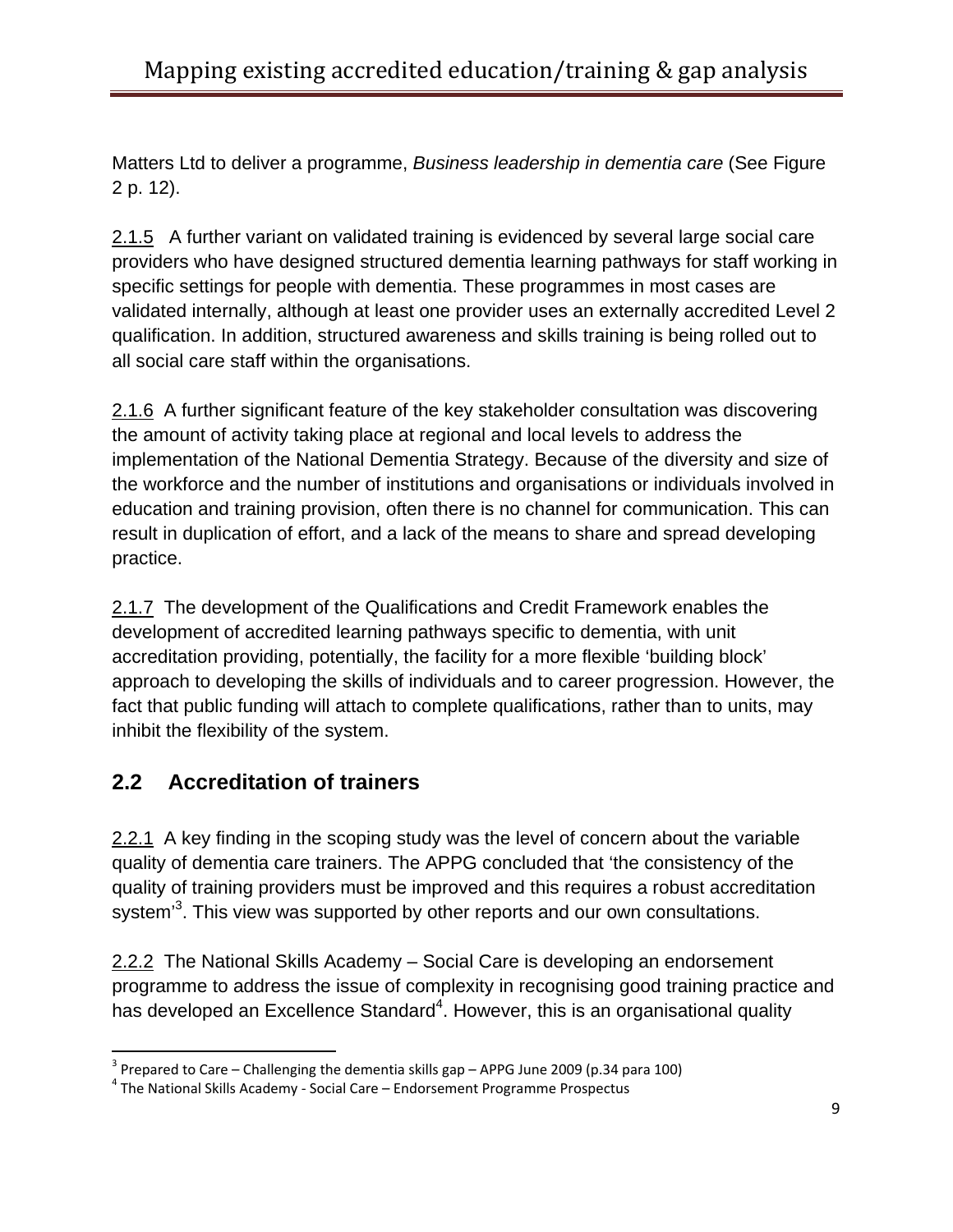Matters Ltd to deliver a programme, *Business leadership in dementia care* (See Figure 2 p. 12).

2.1.5 A further variant on validated training is evidenced by several large social care providers who have designed structured dementia learning pathways for staff working in specific settings for people with dementia. These programmes in most cases are validated internally, although at least one provider uses an externally accredited Level 2 qualification. In addition, structured awareness and skills training is being rolled out to all social care staff within the organisations.

2.1.6 A further significant feature of the key stakeholder consultation was discovering the amount of activity taking place at regional and local levels to address the implementation of the National Dementia Strategy. Because of the diversity and size of the workforce and the number of institutions and organisations or individuals involved in education and training provision, often there is no channel for communication. This can result in duplication of effort, and a lack of the means to share and spread developing practice.

2.1.7 The development of the Qualifications and Credit Framework enables the development of accredited learning pathways specific to dementia, with unit accreditation providing, potentially, the facility for a more flexible 'building block' approach to developing the skills of individuals and to career progression. However, the fact that public funding will attach to complete qualifications, rather than to units, may inhibit the flexibility of the system.

## 2.2 Accreditation of trainers

2.2.1 A key finding in the scoping study was the level of concern about the variable quality of dementia care trainers. The APPG concluded that 'the consistency of the quality of training providers must be improved and this requires a robust accreditation system'[3]. This view was supported by other reports and our own consultations.

2.2.2 The National Skills Academy – Social Care is developing an endorsement programme to address the issue of complexity in recognising good training practice and has developed an Excellence Standard[4]. However, this is an organisational quality

---

[3] Prepared to Care – Challenging the dementia skills gap – APPG June 2009 (p.34 para 100)

[4] The National Skills Academy - Social Care – Endorsement Programme Prospectus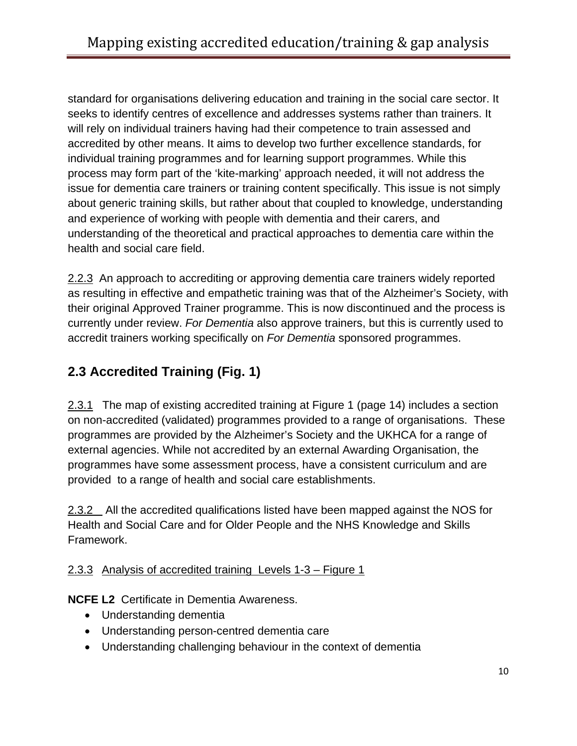standard for organisations delivering education and training in the social care sector. It seeks to identify centres of excellence and addresses systems rather than trainers. It will rely on individual trainers having had their competence to train assessed and accredited by other means. It aims to develop two further excellence standards, for individual training programmes and for learning support programmes. While this process may form part of the 'kite-marking' approach needed, it will not address the issue for dementia care trainers or training content specifically. This issue is not simply about generic training skills, but rather about that coupled to knowledge, understanding and experience of working with people with dementia and their carers, and understanding of the theoretical and practical approaches to dementia care within the health and social care field.

2.2.3 An approach to accrediting or approving dementia care trainers widely reported as resulting in effective and empathetic training was that of the Alzheimer's Society, with their original Approved Trainer programme. This is now discontinued and the process is currently under review. *For Dementia* also approve trainers, but this is currently used to accredit trainers working specifically on *For Dementia* sponsored programmes.

## 2.3 Accredited Training (Fig. 1)

2.3.1 The map of existing accredited training at Figure 1 (page 14) includes a section on non-accredited (validated) programmes provided to a range of organisations. These programmes are provided by the Alzheimer's Society and the UKHCA for a range of external agencies. While not accredited by an external Awarding Organisation, the programmes have some assessment process, have a consistent curriculum and are provided to a range of health and social care establishments.

2.3.2 All the accredited qualifications listed have been mapped against the NOS for Health and Social Care and for Older People and the NHS Knowledge and Skills Framework.

2.3.3 Analysis of accredited training Levels 1-3 – Figure 1

**NCFE L2** Certificate in Dementia Awareness.

- Understanding dementia
- Understanding person-centred dementia care
- Understanding challenging behaviour in the context of dementia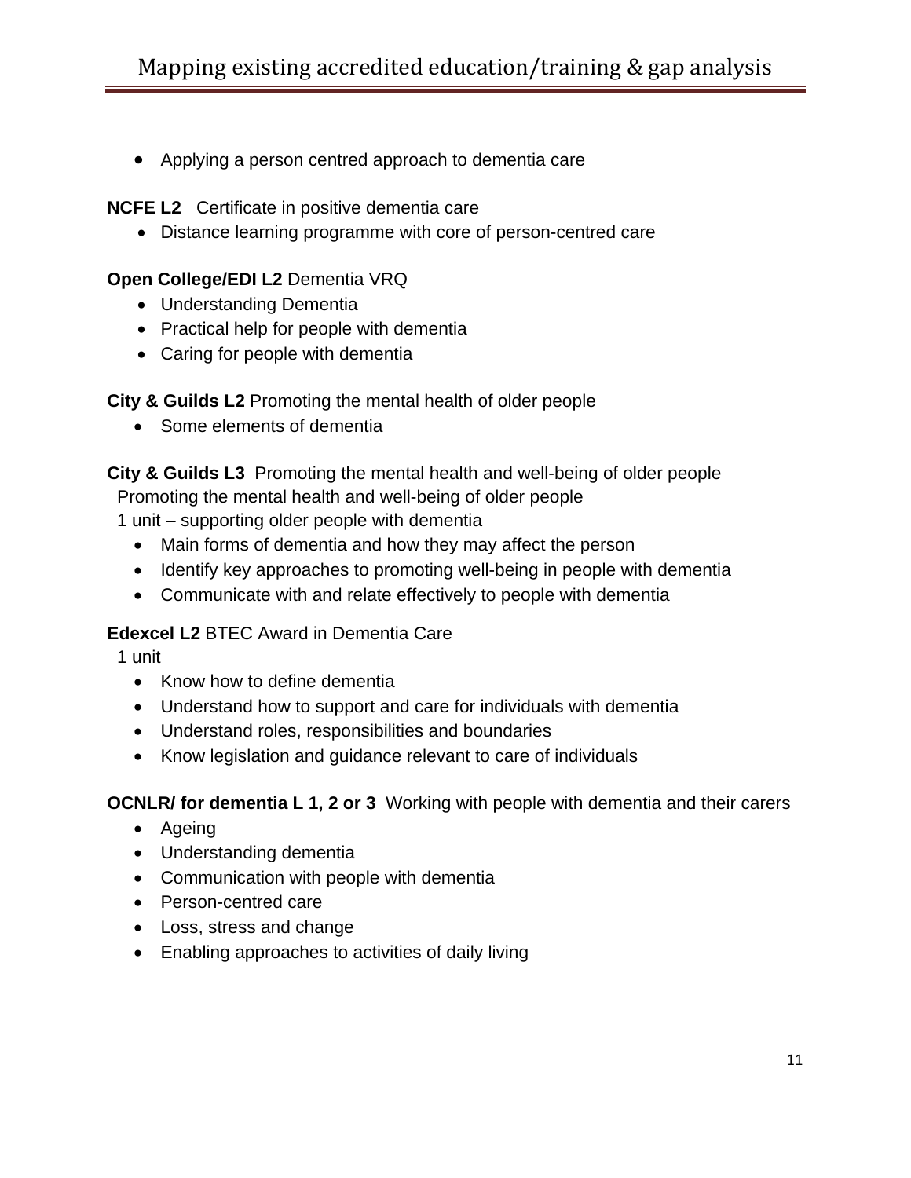- Applying a person centred approach to dementia care

**NCFE L2** Certificate in positive dementia care

- Distance learning programme with core of person-centred care

**Open College/EDI L2** Dementia VRQ

- Understanding Dementia
- Practical help for people with dementia
- Caring for people with dementia

**City & Guilds L2** Promoting the mental health of older people

- Some elements of dementia

**City & Guilds L3** Promoting the mental health and well-being of older people
Promoting the mental health and well-being of older people
1 unit – supporting older people with dementia

- Main forms of dementia and how they may affect the person
- Identify key approaches to promoting well-being in people with dementia
- Communicate with and relate effectively to people with dementia

**Edexcel L2** BTEC Award in Dementia Care
1 unit

- Know how to define dementia
- Understand how to support and care for individuals with dementia
- Understand roles, responsibilities and boundaries
- Know legislation and guidance relevant to care of individuals

**OCNLR/ for dementia L 1, 2 or 3** Working with people with dementia and their carers

- Ageing
- Understanding dementia
- Communication with people with dementia
- Person-centred care
- Loss, stress and change
- Enabling approaches to activities of daily living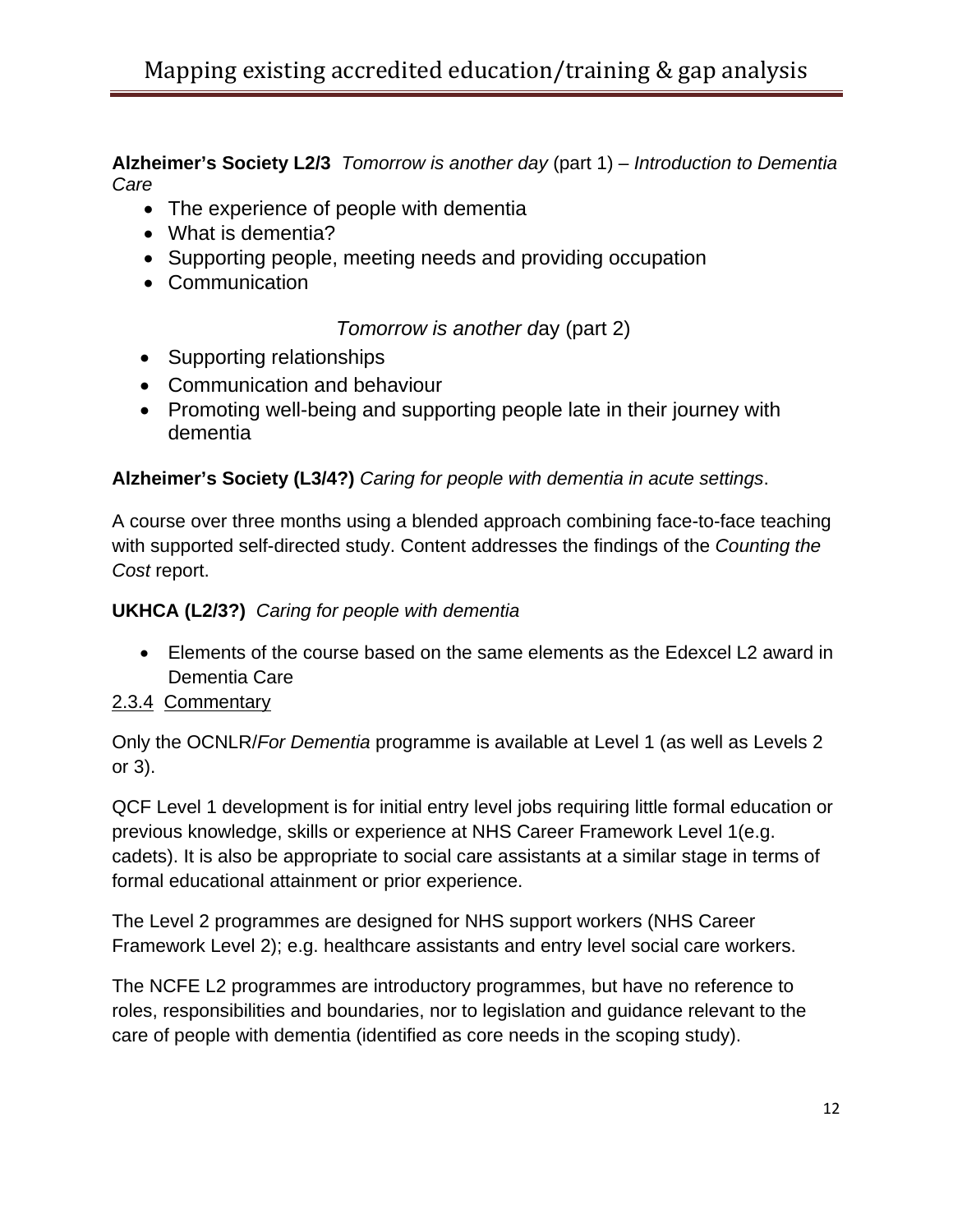**Alzheimer's Society L2/3** *Tomorrow is another day* (part 1) – *Introduction to Dementia Care*

- The experience of people with dementia
- What is dementia?
- Supporting people, meeting needs and providing occupation
- Communication

*Tomorrow is another d*ay (part 2)

- Supporting relationships
- Communication and behaviour
- Promoting well-being and supporting people late in their journey with dementia

**Alzheimer's Society (L3/4?)** *Caring for people with dementia in acute settings*.

A course over three months using a blended approach combining face-to-face teaching with supported self-directed study. Content addresses the findings of the *Counting the Cost* report.

**UKHCA (L2/3?)** *Caring for people with dementia*

- Elements of the course based on the same elements as the Edexcel L2 award in Dementia Care

2.3.4 Commentary

Only the OCNLR/*For Dementia* programme is available at Level 1 (as well as Levels 2 or 3).

QCF Level 1 development is for initial entry level jobs requiring little formal education or previous knowledge, skills or experience at NHS Career Framework Level 1(e.g. cadets). It is also be appropriate to social care assistants at a similar stage in terms of formal educational attainment or prior experience.

The Level 2 programmes are designed for NHS support workers (NHS Career Framework Level 2); e.g. healthcare assistants and entry level social care workers.

The NCFE L2 programmes are introductory programmes, but have no reference to roles, responsibilities and boundaries, nor to legislation and guidance relevant to the care of people with dementia (identified as core needs in the scoping study).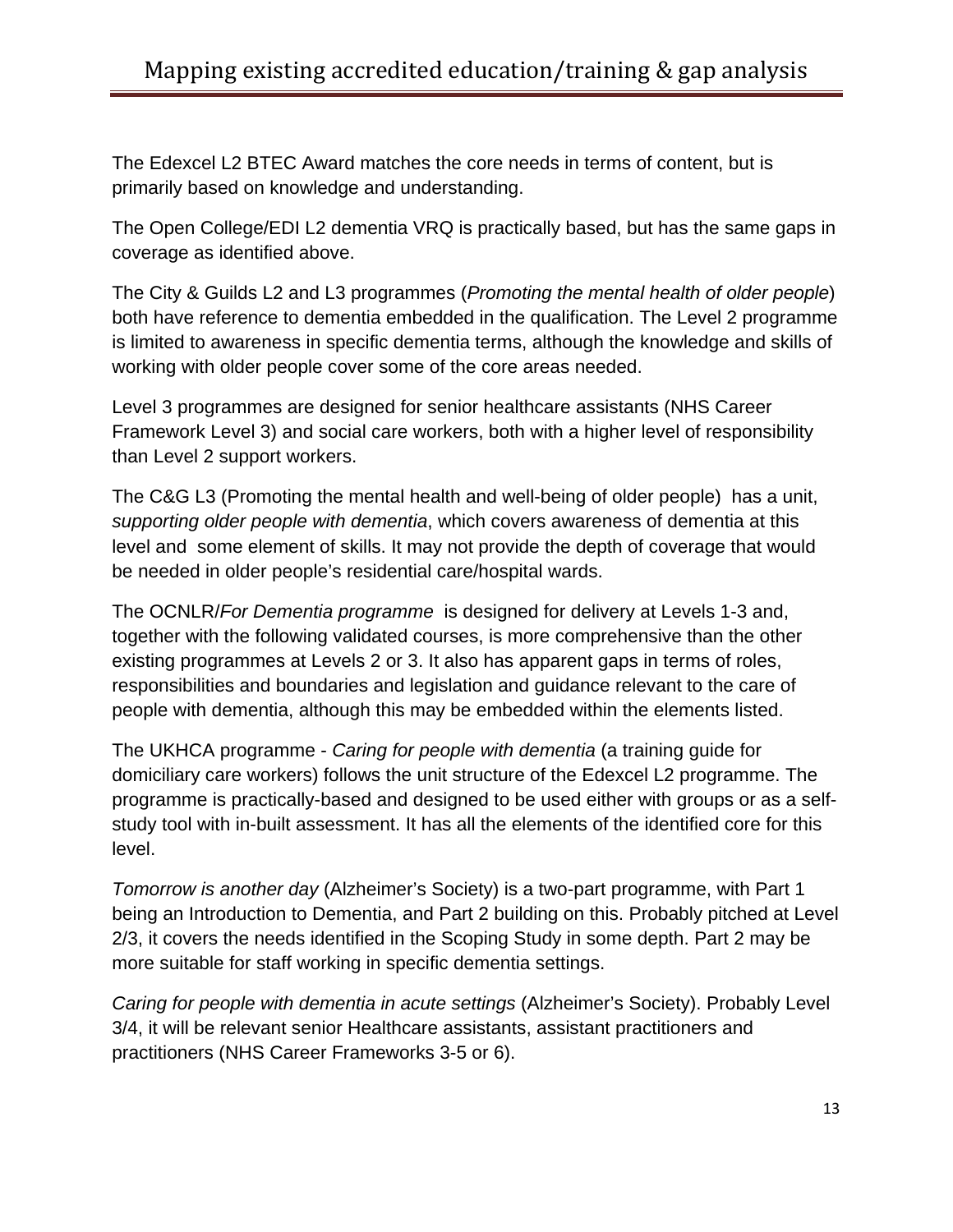The Edexcel L2 BTEC Award matches the core needs in terms of content, but is primarily based on knowledge and understanding.

The Open College/EDI L2 dementia VRQ is practically based, but has the same gaps in coverage as identified above.

The City & Guilds L2 and L3 programmes (*Promoting the mental health of older people*) both have reference to dementia embedded in the qualification. The Level 2 programme is limited to awareness in specific dementia terms, although the knowledge and skills of working with older people cover some of the core areas needed.

Level 3 programmes are designed for senior healthcare assistants (NHS Career Framework Level 3) and social care workers, both with a higher level of responsibility than Level 2 support workers.

The C&G L3 (Promoting the mental health and well-being of older people) has a unit, *supporting older people with dementia*, which covers awareness of dementia at this level and some element of skills. It may not provide the depth of coverage that would be needed in older people's residential care/hospital wards.

The OCNLR/*For Dementia programme* is designed for delivery at Levels 1-3 and, together with the following validated courses, is more comprehensive than the other existing programmes at Levels 2 or 3. It also has apparent gaps in terms of roles, responsibilities and boundaries and legislation and guidance relevant to the care of people with dementia, although this may be embedded within the elements listed.

The UKHCA programme - *Caring for people with dementia* (a training guide for domiciliary care workers) follows the unit structure of the Edexcel L2 programme. The programme is practically-based and designed to be used either with groups or as a self-study tool with in-built assessment. It has all the elements of the identified core for this level.

*Tomorrow is another day* (Alzheimer's Society) is a two-part programme, with Part 1 being an Introduction to Dementia, and Part 2 building on this. Probably pitched at Level 2/3, it covers the needs identified in the Scoping Study in some depth. Part 2 may be more suitable for staff working in specific dementia settings.

*Caring for people with dementia in acute settings* (Alzheimer's Society). Probably Level 3/4, it will be relevant senior Healthcare assistants, assistant practitioners and practitioners (NHS Career Frameworks 3-5 or 6).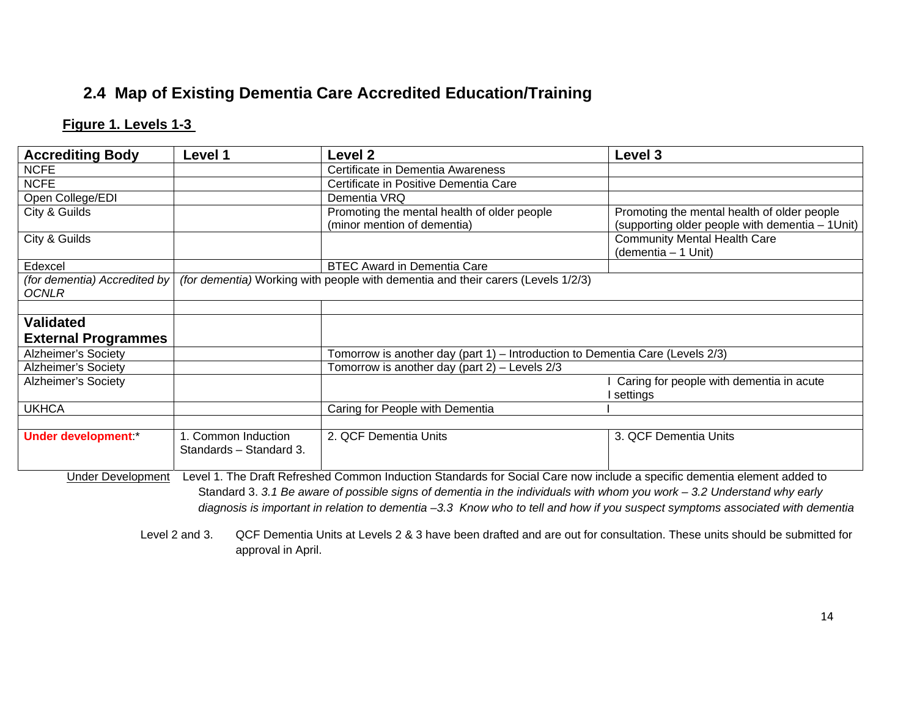## 2.4 Map of Existing Dementia Care Accredited Education/Training

**Figure 1. Levels 1-3**

| Accrediting Body | Level 1 | Level 2 | Level 3 |
|---|---|---|---|
| NCFE | | Certificate in Dementia Awareness | |
| NCFE | | Certificate in Positive Dementia Care | |
| Open College/EDI | | Dementia VRQ | |
| City & Guilds | | Promoting the mental health of older people (minor mention of dementia) | Promoting the mental health of older people (supporting older people with dementia – 1Unit) |
| City & Guilds | | | Community Mental Health Care (dementia – 1 Unit) |
| Edexcel | | BTEC Award in Dementia Care | |
| *(for dementia) Accredited by OCNLR* | *(for dementia)* Working with people with dementia and their carers (Levels 1/2/3) | | |
| | | | |
| **Validated External Programmes** | | | |
| Alzheimer's Society | | Tomorrow is another day (part 1) – Introduction to Dementia Care (Levels 2/3) | |
| Alzheimer's Society | | Tomorrow is another day (part 2) – Levels 2/3 | |
| Alzheimer's Society | | | Caring for people with dementia in acute settings |
| UKHCA | | Caring for People with Dementia | |
| | | | |
| **Under development**:* | 1. Common Induction Standards – Standard 3. | 2. QCF Dementia Units | 3. QCF Dementia Units |

Under Development Level 1. The Draft Refreshed Common Induction Standards for Social Care now include a specific dementia element added to Standard 3. *3.1 Be aware of possible signs of dementia in the individuals with whom you work – 3.2 Understand why early diagnosis is important in relation to dementia –3.3 Know who to tell and how if you suspect symptoms associated with dementia*

Level 2 and 3. QCF Dementia Units at Levels 2 & 3 have been drafted and are out for consultation. These units should be submitted for approval in April.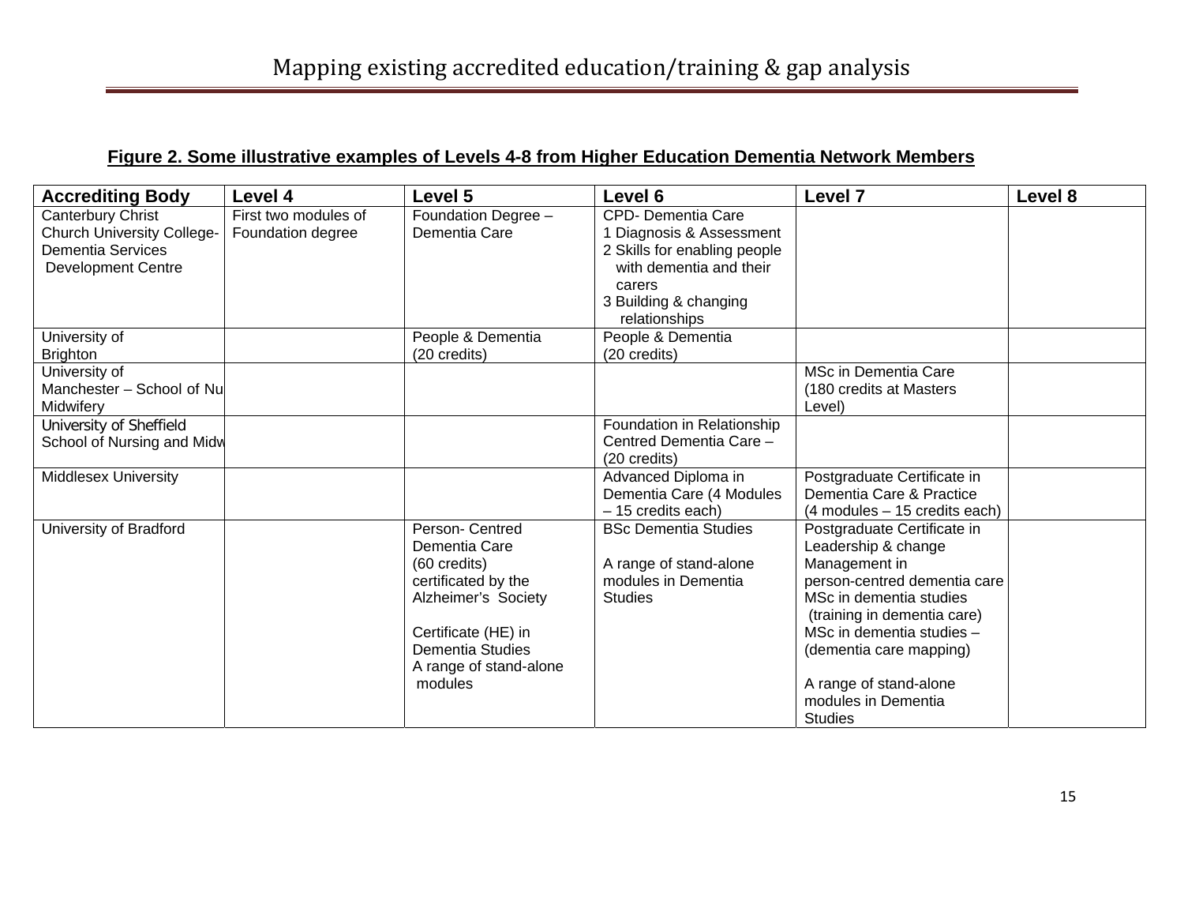**Figure 2. Some illustrative examples of Levels 4-8 from Higher Education Dementia Network Members**

| Accrediting Body | Level 4 | Level 5 | Level 6 | Level 7 | Level 8 |
|---|---|---|---|---|---|
| Canterbury Christ Church University College- Dementia Services Development Centre | First two modules of Foundation degree | Foundation Degree – Dementia Care | CPD- Dementia Care<br>1 Diagnosis & Assessment<br>2 Skills for enabling people with dementia and their carers<br>3 Building & changing relationships | | |
| University of Brighton | | People & Dementia (20 credits) | People & Dementia (20 credits) | | |
| University of Manchester – School of Nu Midwifery | | | | MSc in Dementia Care (180 credits at Masters Level) | |
| University of Sheffield School of Nursing and Midw | | | Foundation in Relationship Centred Dementia Care – (20 credits) | | |
| Middlesex University | | | Advanced Diploma in Dementia Care (4 Modules – 15 credits each) | Postgraduate Certificate in Dementia Care & Practice (4 modules – 15 credits each) | |
| University of Bradford | | Person- Centred Dementia Care (60 credits) certificated by the Alzheimer's Society<br><br>Certificate (HE) in Dementia Studies<br>A range of stand-alone modules | BSc Dementia Studies<br><br>A range of stand-alone modules in Dementia Studies | Postgraduate Certificate in Leadership & change Management in person-centred dementia care<br>MSc in dementia studies (training in dementia care)<br>MSc in dementia studies – (dementia care mapping)<br><br>A range of stand-alone modules in Dementia Studies | |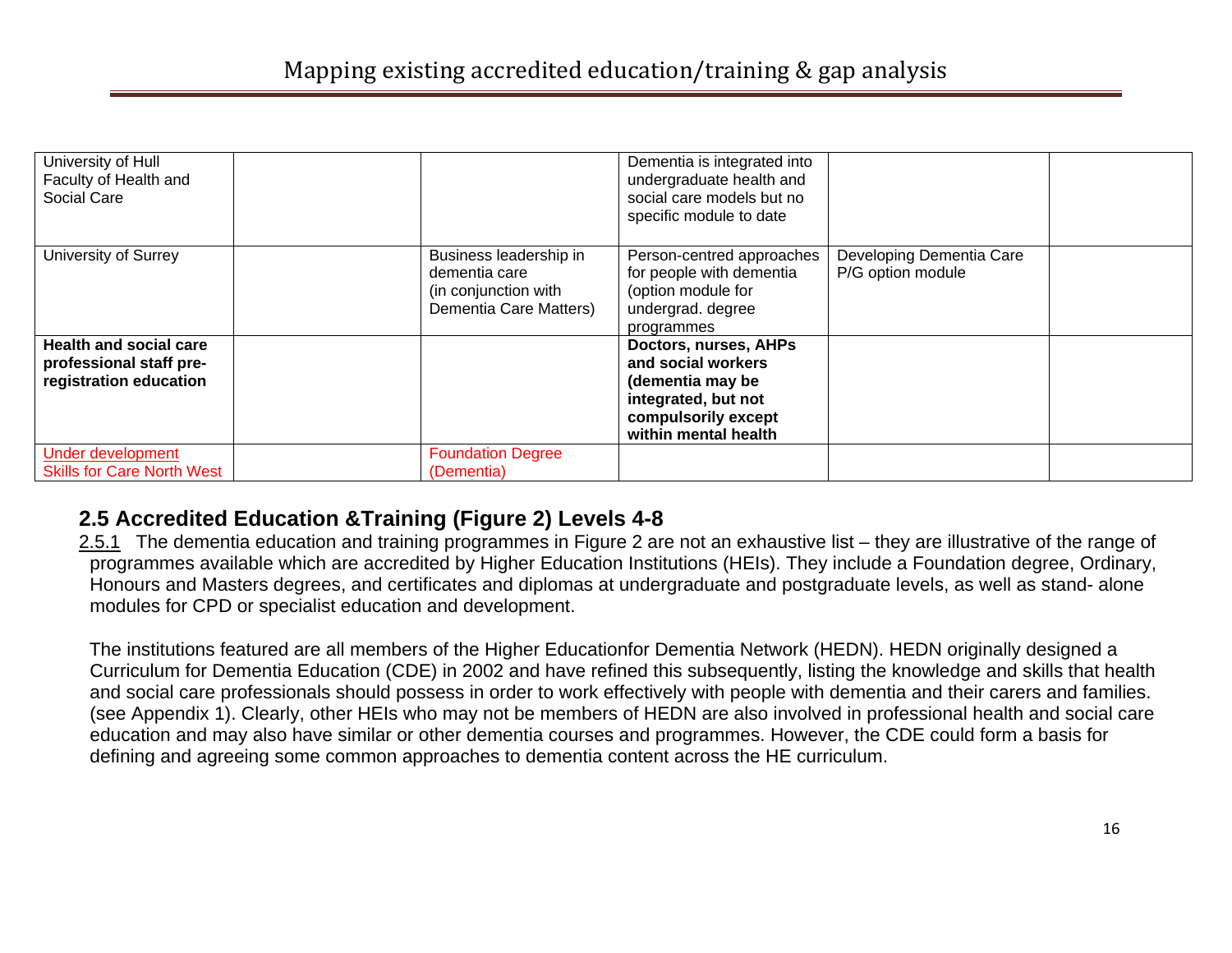| | | | | | |
|---|---|---|---|---|---|
| University of Hull Faculty of Health and Social Care | | | Dementia is integrated into undergraduate health and social care models but no specific module to date | | |
| University of Surrey | | Business leadership in dementia care (in conjunction with Dementia Care Matters) | Person-centred approaches for people with dementia (option module for undergrad. degree programmes | Developing Dementia Care P/G option module | |
| **Health and social care professional staff pre-registration education** | | | **Doctors, nurses, AHPs and social workers (dementia may be integrated, but not compulsorily except within mental health** | | |
| Under development Skills for Care North West | | Foundation Degree (Dementia) | | | |

## 2.5 Accredited Education &Training (Figure 2) Levels 4-8

2.5.1 The dementia education and training programmes in Figure 2 are not an exhaustive list – they are illustrative of the range of programmes available which are accredited by Higher Education Institutions (HEIs). They include a Foundation degree, Ordinary, Honours and Masters degrees, and certificates and diplomas at undergraduate and postgraduate levels, as well as stand- alone modules for CPD or specialist education and development.

The institutions featured are all members of the Higher Educationfor Dementia Network (HEDN). HEDN originally designed a Curriculum for Dementia Education (CDE) in 2002 and have refined this subsequently, listing the knowledge and skills that health and social care professionals should possess in order to work effectively with people with dementia and their carers and families. (see Appendix 1). Clearly, other HEIs who may not be members of HEDN are also involved in professional health and social care education and may also have similar or other dementia courses and programmes. However, the CDE could form a basis for defining and agreeing some common approaches to dementia content across the HE curriculum.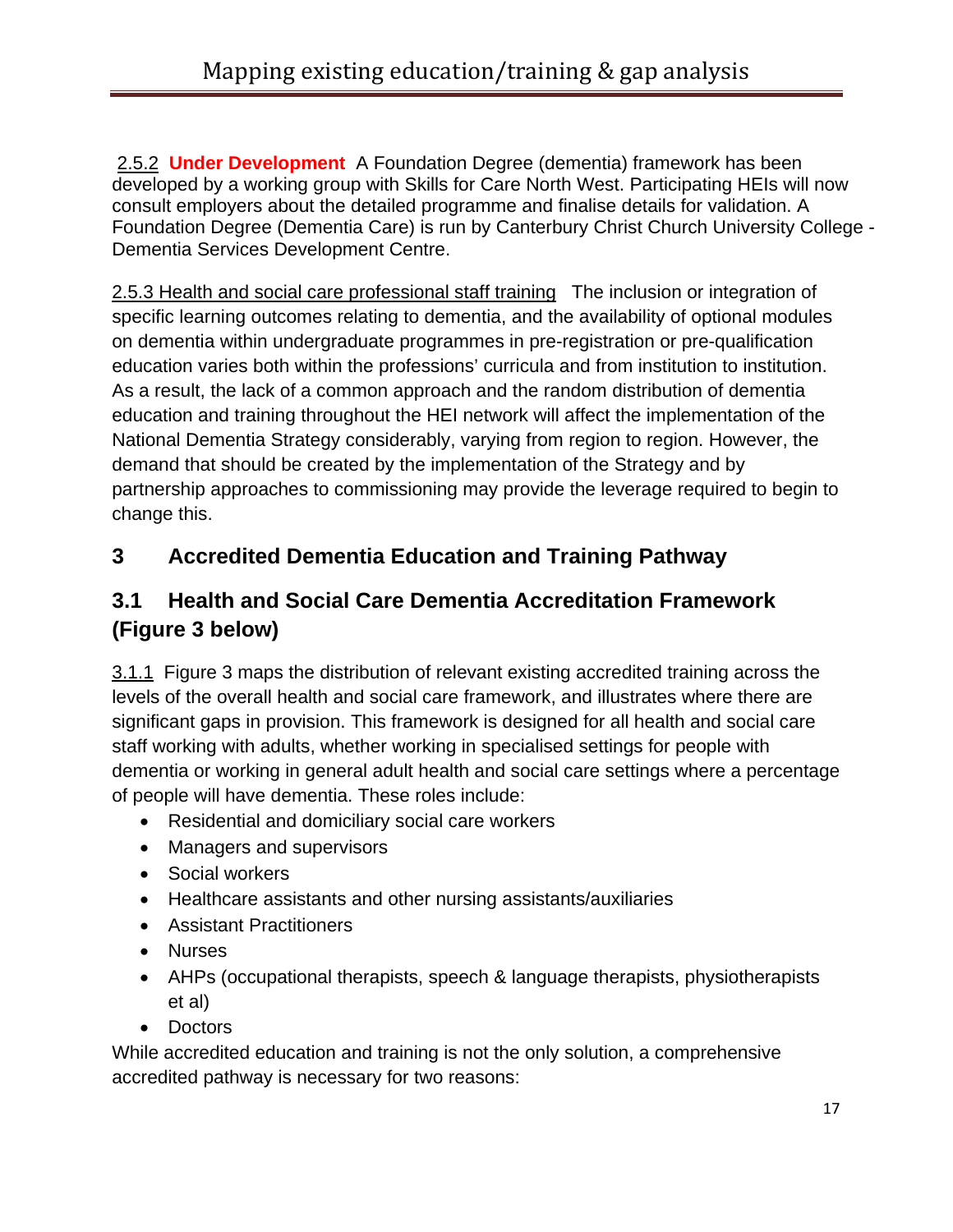2.5.2 **Under Development** A Foundation Degree (dementia) framework has been developed by a working group with Skills for Care North West. Participating HEIs will now consult employers about the detailed programme and finalise details for validation. A Foundation Degree (Dementia Care) is run by Canterbury Christ Church University College - Dementia Services Development Centre.

2.5.3 Health and social care professional staff training The inclusion or integration of specific learning outcomes relating to dementia, and the availability of optional modules on dementia within undergraduate programmes in pre-registration or pre-qualification education varies both within the professions' curricula and from institution to institution. As a result, the lack of a common approach and the random distribution of dementia education and training throughout the HEI network will affect the implementation of the National Dementia Strategy considerably, varying from region to region. However, the demand that should be created by the implementation of the Strategy and by partnership approaches to commissioning may provide the leverage required to begin to change this.

# 3 Accredited Dementia Education and Training Pathway

## 3.1 Health and Social Care Dementia Accreditation Framework (Figure 3 below)

3.1.1 Figure 3 maps the distribution of relevant existing accredited training across the levels of the overall health and social care framework, and illustrates where there are significant gaps in provision. This framework is designed for all health and social care staff working with adults, whether working in specialised settings for people with dementia or working in general adult health and social care settings where a percentage of people will have dementia. These roles include:

- Residential and domiciliary social care workers
- Managers and supervisors
- Social workers
- Healthcare assistants and other nursing assistants/auxiliaries
- Assistant Practitioners
- Nurses
- AHPs (occupational therapists, speech & language therapists, physiotherapists et al)
- Doctors

While accredited education and training is not the only solution, a comprehensive accredited pathway is necessary for two reasons: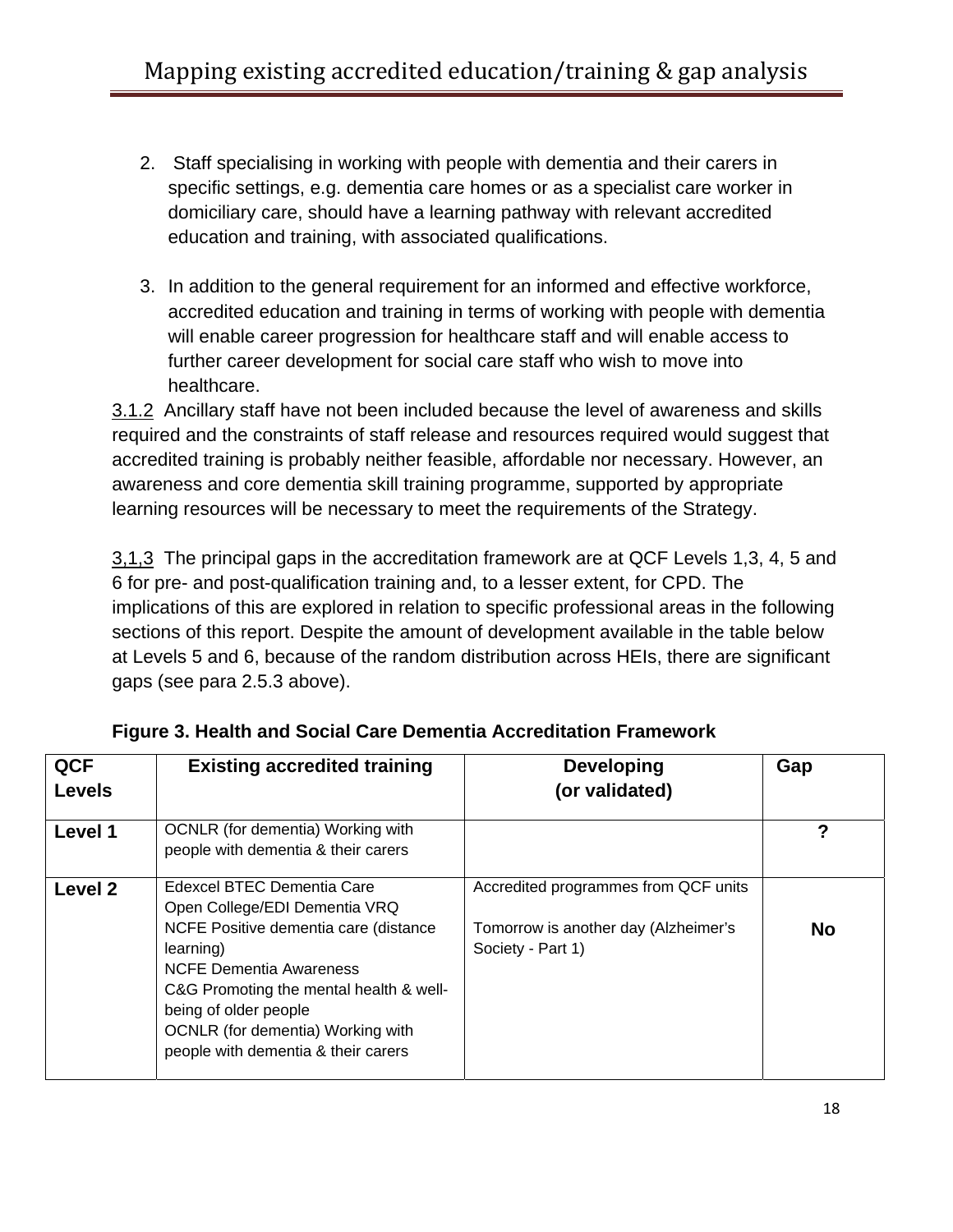2. Staff specialising in working with people with dementia and their carers in specific settings, e.g. dementia care homes or as a specialist care worker in domiciliary care, should have a learning pathway with relevant accredited education and training, with associated qualifications.

3. In addition to the general requirement for an informed and effective workforce, accredited education and training in terms of working with people with dementia will enable career progression for healthcare staff and will enable access to further career development for social care staff who wish to move into healthcare.

3.1.2 Ancillary staff have not been included because the level of awareness and skills required and the constraints of staff release and resources required would suggest that accredited training is probably neither feasible, affordable nor necessary. However, an awareness and core dementia skill training programme, supported by appropriate learning resources will be necessary to meet the requirements of the Strategy.

3,1,3 The principal gaps in the accreditation framework are at QCF Levels 1,3, 4, 5 and 6 for pre- and post-qualification training and, to a lesser extent, for CPD. The implications of this are explored in relation to specific professional areas in the following sections of this report. Despite the amount of development available in the table below at Levels 5 and 6, because of the random distribution across HEIs, there are significant gaps (see para 2.5.3 above).

**Figure 3. Health and Social Care Dementia Accreditation Framework**

| QCF Levels | Existing accredited training | Developing (or validated) | Gap |
|---|---|---|---|
| **Level 1** | OCNLR (for dementia) Working with people with dementia & their carers | | **?** |
| **Level 2** | Edexcel BTEC Dementia Care<br>Open College/EDI Dementia VRQ<br>NCFE Positive dementia care (distance learning)<br>NCFE Dementia Awareness<br>C&G Promoting the mental health & well-being of older people<br>OCNLR (for dementia) Working with people with dementia & their carers | Accredited programmes from QCF units<br><br>Tomorrow is another day (Alzheimer's Society - Part 1) | **No** |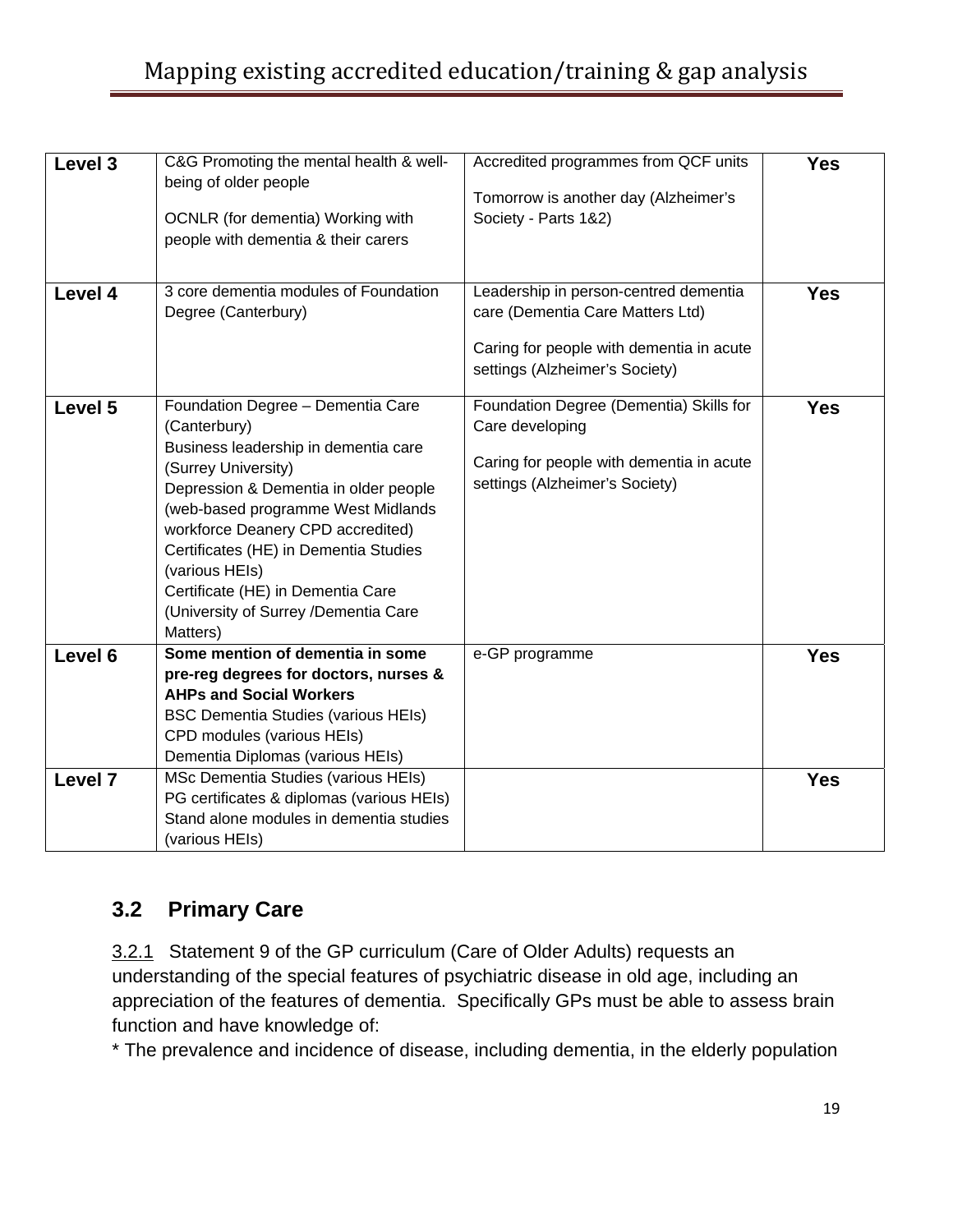| Level 3 | C&G Promoting the mental health & well-being of older people<br><br>OCNLR (for dementia) Working with people with dementia & their carers | Accredited programmes from QCF units<br><br>Tomorrow is another day (Alzheimer's Society - Parts 1&2) | **Yes** |
|---|---|---|---|
| **Level 4** | 3 core dementia modules of Foundation Degree (Canterbury) | Leadership in person-centred dementia care (Dementia Care Matters Ltd)<br><br>Caring for people with dementia in acute settings (Alzheimer's Society) | **Yes** |
| **Level 5** | Foundation Degree – Dementia Care (Canterbury)<br>Business leadership in dementia care (Surrey University)<br>Depression & Dementia in older people (web-based programme West Midlands workforce Deanery CPD accredited)<br>Certificates (HE) in Dementia Studies (various HEIs)<br>Certificate (HE) in Dementia Care (University of Surrey /Dementia Care Matters) | Foundation Degree (Dementia) Skills for Care developing<br><br>Caring for people with dementia in acute settings (Alzheimer's Society) | **Yes** |
| **Level 6** | **Some mention of dementia in some pre-reg degrees for doctors, nurses & AHPs and Social Workers**<br>BSC Dementia Studies (various HEIs)<br>CPD modules (various HEIs)<br>Dementia Diplomas (various HEIs) | e-GP programme | **Yes** |
| **Level 7** | MSc Dementia Studies (various HEIs)<br>PG certificates & diplomas (various HEIs)<br>Stand alone modules in dementia studies (various HEIs) | | **Yes** |

## 3.2 Primary Care

3.2.1 Statement 9 of the GP curriculum (Care of Older Adults) requests an understanding of the special features of psychiatric disease in old age, including an appreciation of the features of dementia. Specifically GPs must be able to assess brain function and have knowledge of:

* The prevalence and incidence of disease, including dementia, in the elderly population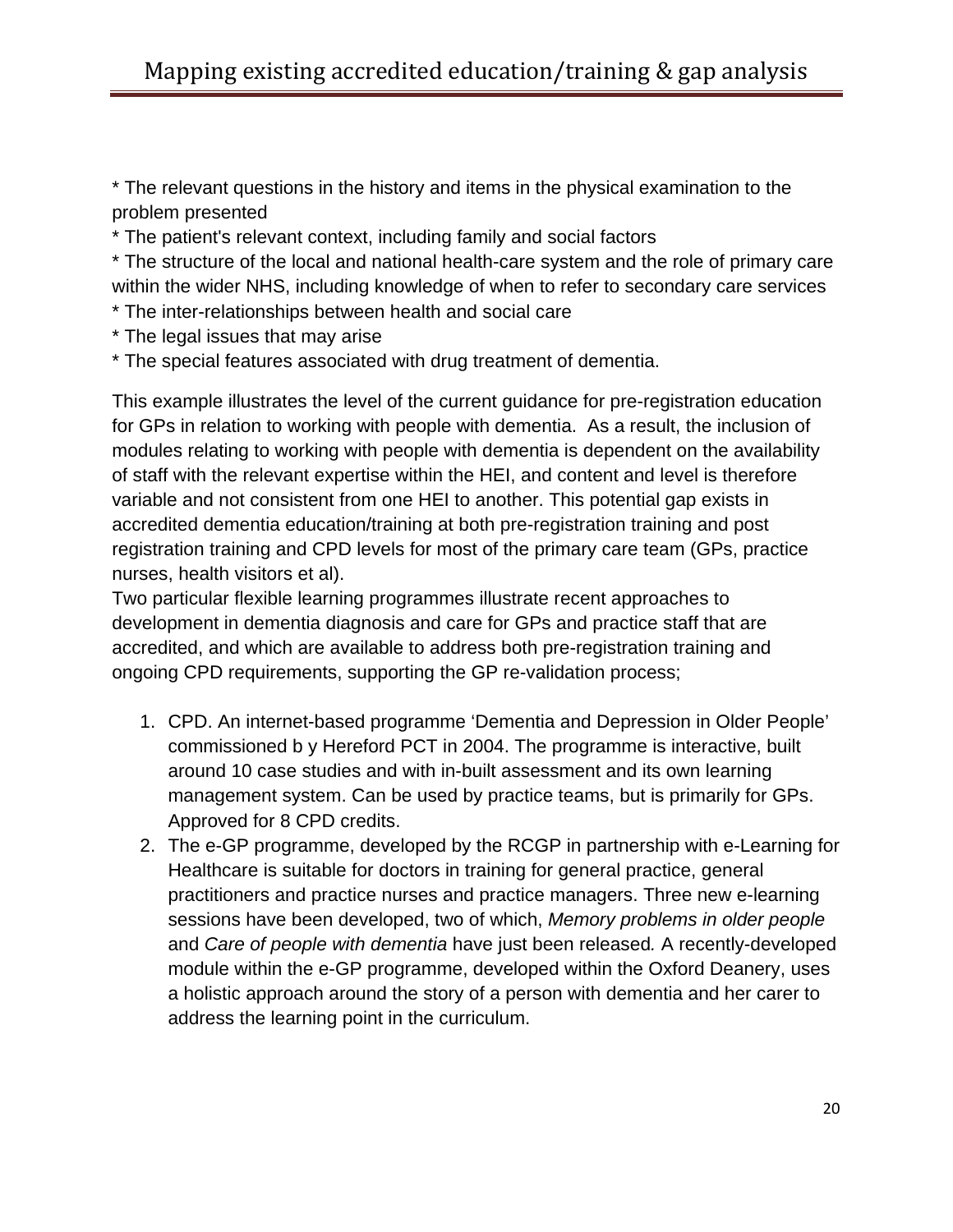* The relevant questions in the history and items in the physical examination to the problem presented
* The patient's relevant context, including family and social factors
* The structure of the local and national health-care system and the role of primary care within the wider NHS, including knowledge of when to refer to secondary care services
* The inter-relationships between health and social care
* The legal issues that may arise
* The special features associated with drug treatment of dementia.

This example illustrates the level of the current guidance for pre-registration education for GPs in relation to working with people with dementia. As a result, the inclusion of modules relating to working with people with dementia is dependent on the availability of staff with the relevant expertise within the HEI, and content and level is therefore variable and not consistent from one HEI to another. This potential gap exists in accredited dementia education/training at both pre-registration training and post registration training and CPD levels for most of the primary care team (GPs, practice nurses, health visitors et al).
Two particular flexible learning programmes illustrate recent approaches to development in dementia diagnosis and care for GPs and practice staff that are accredited, and which are available to address both pre-registration training and ongoing CPD requirements, supporting the GP re-validation process;

1. CPD. An internet-based programme 'Dementia and Depression in Older People' commissioned b y Hereford PCT in 2004. The programme is interactive, built around 10 case studies and with in-built assessment and its own learning management system. Can be used by practice teams, but is primarily for GPs. Approved for 8 CPD credits.
2. The e-GP programme, developed by the RCGP in partnership with e-Learning for Healthcare is suitable for doctors in training for general practice, general practitioners and practice nurses and practice managers. Three new e-learning sessions have been developed, two of which, *Memory problems in older people* and *Care of people with dementia* have just been released*.* A recently-developed module within the e-GP programme, developed within the Oxford Deanery, uses a holistic approach around the story of a person with dementia and her carer to address the learning point in the curriculum.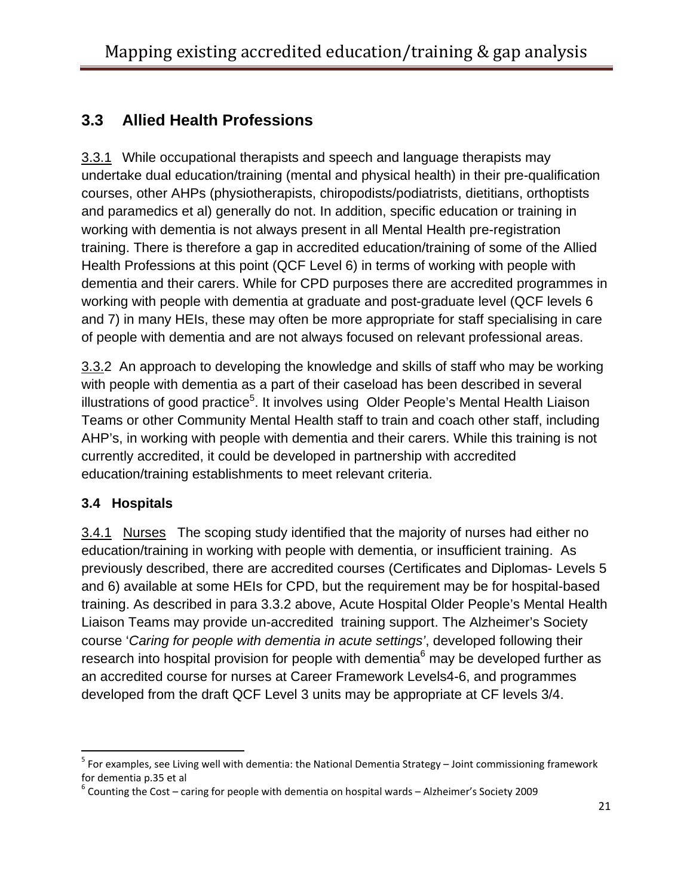## 3.3 Allied Health Professions

3.3.1 While occupational therapists and speech and language therapists may undertake dual education/training (mental and physical health) in their pre-qualification courses, other AHPs (physiotherapists, chiropodists/podiatrists, dietitians, orthoptists and paramedics et al) generally do not. In addition, specific education or training in working with dementia is not always present in all Mental Health pre-registration training. There is therefore a gap in accredited education/training of some of the Allied Health Professions at this point (QCF Level 6) in terms of working with people with dementia and their carers. While for CPD purposes there are accredited programmes in working with people with dementia at graduate and post-graduate level (QCF levels 6 and 7) in many HEIs, these may often be more appropriate for staff specialising in care of people with dementia and are not always focused on relevant professional areas.

3.3.2 An approach to developing the knowledge and skills of staff who may be working with people with dementia as a part of their caseload has been described in several illustrations of good practice[5]. It involves using Older People's Mental Health Liaison Teams or other Community Mental Health staff to train and coach other staff, including AHP's, in working with people with dementia and their carers. While this training is not currently accredited, it could be developed in partnership with accredited education/training establishments to meet relevant criteria.

### 3.4 Hospitals

3.4.1 Nurses The scoping study identified that the majority of nurses had either no education/training in working with people with dementia, or insufficient training. As previously described, there are accredited courses (Certificates and Diplomas- Levels 5 and 6) available at some HEIs for CPD, but the requirement may be for hospital-based training. As described in para 3.3.2 above, Acute Hospital Older People's Mental Health Liaison Teams may provide un-accredited training support. The Alzheimer's Society course '*Caring for people with dementia in acute settings'*, developed following their research into hospital provision for people with dementia[6] may be developed further as an accredited course for nurses at Career Framework Levels4-6, and programmes developed from the draft QCF Level 3 units may be appropriate at CF levels 3/4.

---

[5] For examples, see Living well with dementia: the National Dementia Strategy – Joint commissioning framework for dementia p.35 et al

[6] Counting the Cost – caring for people with dementia on hospital wards – Alzheimer's Society 2009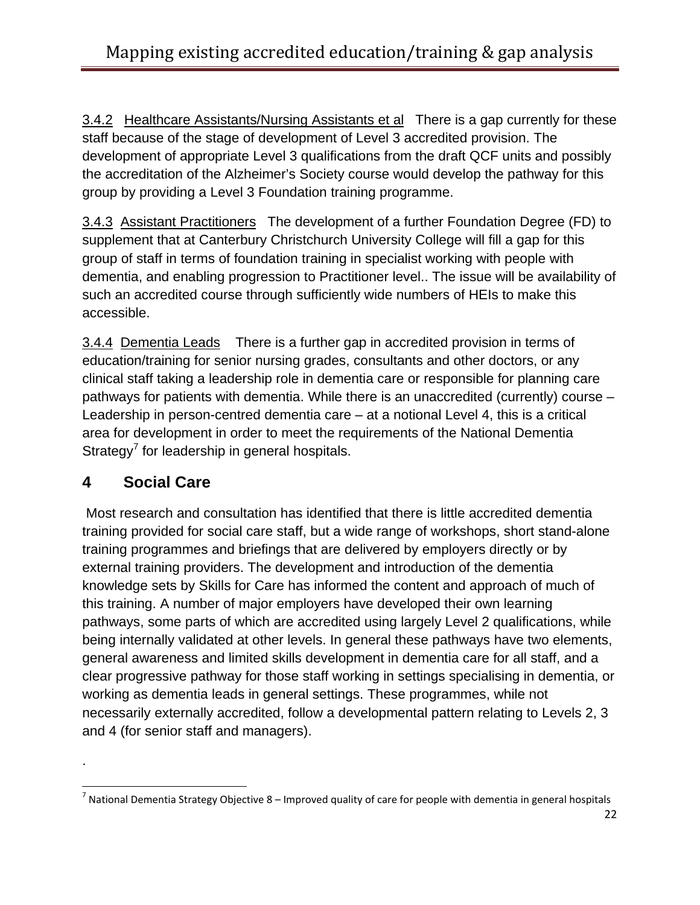3.4.2 Healthcare Assistants/Nursing Assistants et al There is a gap currently for these staff because of the stage of development of Level 3 accredited provision. The development of appropriate Level 3 qualifications from the draft QCF units and possibly the accreditation of the Alzheimer's Society course would develop the pathway for this group by providing a Level 3 Foundation training programme.

3.4.3 Assistant Practitioners The development of a further Foundation Degree (FD) to supplement that at Canterbury Christchurch University College will fill a gap for this group of staff in terms of foundation training in specialist working with people with dementia, and enabling progression to Practitioner level.. The issue will be availability of such an accredited course through sufficiently wide numbers of HEIs to make this accessible.

3.4.4 Dementia Leads There is a further gap in accredited provision in terms of education/training for senior nursing grades, consultants and other doctors, or any clinical staff taking a leadership role in dementia care or responsible for planning care pathways for patients with dementia. While there is an unaccredited (currently) course – Leadership in person-centred dementia care – at a notional Level 4, this is a critical area for development in order to meet the requirements of the National Dementia Strategy[7] for leadership in general hospitals.

# 4 Social Care

Most research and consultation has identified that there is little accredited dementia training provided for social care staff, but a wide range of workshops, short stand-alone training programmes and briefings that are delivered by employers directly or by external training providers. The development and introduction of the dementia knowledge sets by Skills for Care has informed the content and approach of much of this training. A number of major employers have developed their own learning pathways, some parts of which are accredited using largely Level 2 qualifications, while being internally validated at other levels. In general these pathways have two elements, general awareness and limited skills development in dementia care for all staff, and a clear progressive pathway for those staff working in settings specialising in dementia, or working as dementia leads in general settings. These programmes, while not necessarily externally accredited, follow a developmental pattern relating to Levels 2, 3 and 4 (for senior staff and managers).

.

[7] National Dementia Strategy Objective 8 – Improved quality of care for people with dementia in general hospitals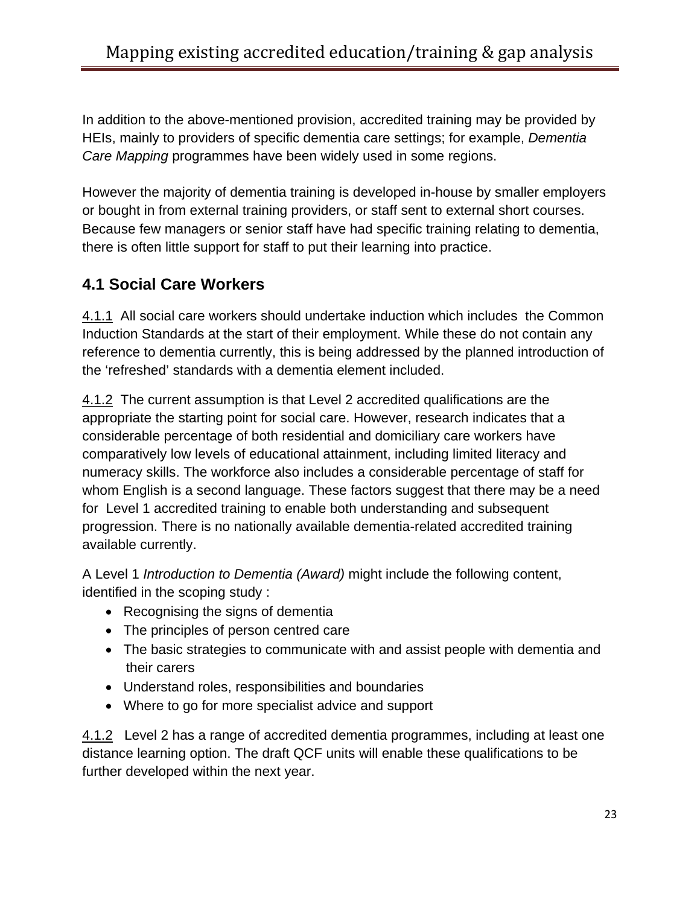In addition to the above-mentioned provision, accredited training may be provided by HEIs, mainly to providers of specific dementia care settings; for example, *Dementia Care Mapping* programmes have been widely used in some regions.

However the majority of dementia training is developed in-house by smaller employers or bought in from external training providers, or staff sent to external short courses. Because few managers or senior staff have had specific training relating to dementia, there is often little support for staff to put their learning into practice.

## 4.1 Social Care Workers

4.1.1 All social care workers should undertake induction which includes the Common Induction Standards at the start of their employment. While these do not contain any reference to dementia currently, this is being addressed by the planned introduction of the 'refreshed' standards with a dementia element included.

4.1.2 The current assumption is that Level 2 accredited qualifications are the appropriate the starting point for social care. However, research indicates that a considerable percentage of both residential and domiciliary care workers have comparatively low levels of educational attainment, including limited literacy and numeracy skills. The workforce also includes a considerable percentage of staff for whom English is a second language. These factors suggest that there may be a need for Level 1 accredited training to enable both understanding and subsequent progression. There is no nationally available dementia-related accredited training available currently.

A Level 1 *Introduction to Dementia (Award)* might include the following content, identified in the scoping study :

- Recognising the signs of dementia
- The principles of person centred care
- The basic strategies to communicate with and assist people with dementia and their carers
- Understand roles, responsibilities and boundaries
- Where to go for more specialist advice and support

4.1.2 Level 2 has a range of accredited dementia programmes, including at least one distance learning option. The draft QCF units will enable these qualifications to be further developed within the next year.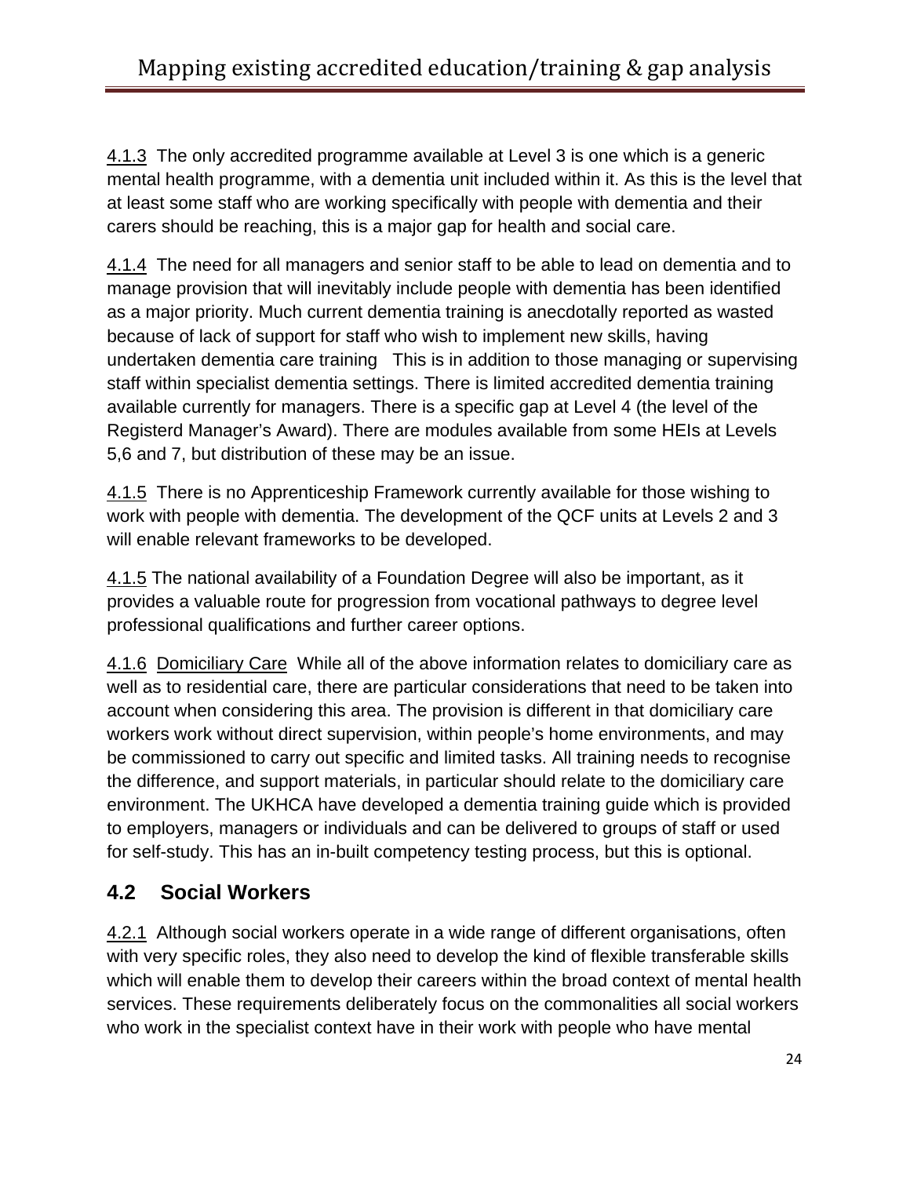4.1.3 The only accredited programme available at Level 3 is one which is a generic mental health programme, with a dementia unit included within it. As this is the level that at least some staff who are working specifically with people with dementia and their carers should be reaching, this is a major gap for health and social care.

4.1.4 The need for all managers and senior staff to be able to lead on dementia and to manage provision that will inevitably include people with dementia has been identified as a major priority. Much current dementia training is anecdotally reported as wasted because of lack of support for staff who wish to implement new skills, having undertaken dementia care training This is in addition to those managing or supervising staff within specialist dementia settings. There is limited accredited dementia training available currently for managers. There is a specific gap at Level 4 (the level of the Registerd Manager's Award). There are modules available from some HEIs at Levels 5,6 and 7, but distribution of these may be an issue.

4.1.5 There is no Apprenticeship Framework currently available for those wishing to work with people with dementia. The development of the QCF units at Levels 2 and 3 will enable relevant frameworks to be developed.

4.1.5 The national availability of a Foundation Degree will also be important, as it provides a valuable route for progression from vocational pathways to degree level professional qualifications and further career options.

4.1.6 Domiciliary Care While all of the above information relates to domiciliary care as well as to residential care, there are particular considerations that need to be taken into account when considering this area. The provision is different in that domiciliary care workers work without direct supervision, within people's home environments, and may be commissioned to carry out specific and limited tasks. All training needs to recognise the difference, and support materials, in particular should relate to the domiciliary care environment. The UKHCA have developed a dementia training guide which is provided to employers, managers or individuals and can be delivered to groups of staff or used for self-study. This has an in-built competency testing process, but this is optional.

## 4.2 Social Workers

4.2.1 Although social workers operate in a wide range of different organisations, often with very specific roles, they also need to develop the kind of flexible transferable skills which will enable them to develop their careers within the broad context of mental health services. These requirements deliberately focus on the commonalities all social workers who work in the specialist context have in their work with people who have mental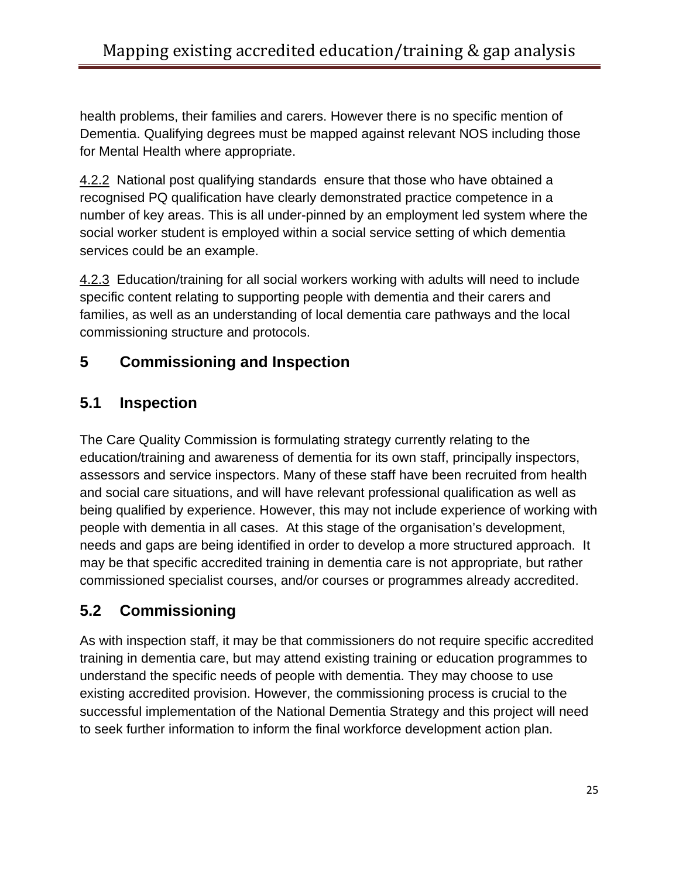health problems, their families and carers. However there is no specific mention of Dementia. Qualifying degrees must be mapped against relevant NOS including those for Mental Health where appropriate.

4.2.2  National post qualifying standards  ensure that those who have obtained a recognised PQ qualification have clearly demonstrated practice competence in a number of key areas. This is all under-pinned by an employment led system where the social worker student is employed within a social service setting of which dementia services could be an example.

4.2.3  Education/training for all social workers working with adults will need to include specific content relating to supporting people with dementia and their carers and families, as well as an understanding of local dementia care pathways and the local commissioning structure and protocols.

## 5 Commissioning and Inspection

### 5.1 Inspection

The Care Quality Commission is formulating strategy currently relating to the education/training and awareness of dementia for its own staff, principally inspectors, assessors and service inspectors. Many of these staff have been recruited from health and social care situations, and will have relevant professional qualification as well as being qualified by experience. However, this may not include experience of working with people with dementia in all cases.  At this stage of the organisation's development, needs and gaps are being identified in order to develop a more structured approach.  It may be that specific accredited training in dementia care is not appropriate, but rather commissioned specialist courses, and/or courses or programmes already accredited.

### 5.2 Commissioning

As with inspection staff, it may be that commissioners do not require specific accredited training in dementia care, but may attend existing training or education programmes to understand the specific needs of people with dementia. They may choose to use existing accredited provision. However, the commissioning process is crucial to the successful implementation of the National Dementia Strategy and this project will need to seek further information to inform the final workforce development action plan.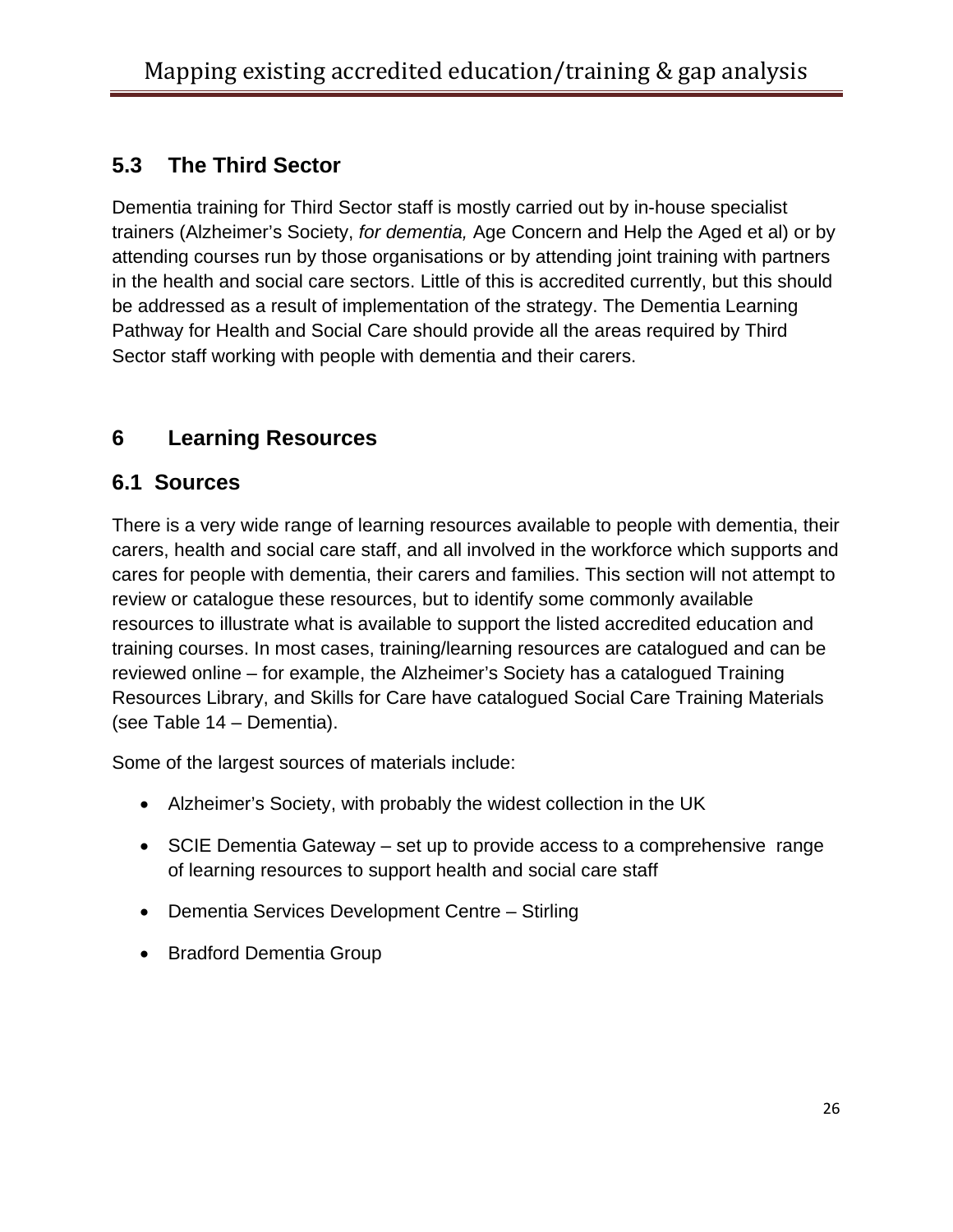## 5.3 The Third Sector

Dementia training for Third Sector staff is mostly carried out by in-house specialist trainers (Alzheimer's Society, *for dementia,* Age Concern and Help the Aged et al) or by attending courses run by those organisations or by attending joint training with partners in the health and social care sectors. Little of this is accredited currently, but this should be addressed as a result of implementation of the strategy. The Dementia Learning Pathway for Health and Social Care should provide all the areas required by Third Sector staff working with people with dementia and their carers.

# 6 Learning Resources

## 6.1 Sources

There is a very wide range of learning resources available to people with dementia, their carers, health and social care staff, and all involved in the workforce which supports and cares for people with dementia, their carers and families. This section will not attempt to review or catalogue these resources, but to identify some commonly available resources to illustrate what is available to support the listed accredited education and training courses. In most cases, training/learning resources are catalogued and can be reviewed online – for example, the Alzheimer's Society has a catalogued Training Resources Library, and Skills for Care have catalogued Social Care Training Materials (see Table 14 – Dementia).

Some of the largest sources of materials include:

- Alzheimer's Society, with probably the widest collection in the UK
- SCIE Dementia Gateway – set up to provide access to a comprehensive range of learning resources to support health and social care staff
- Dementia Services Development Centre – Stirling
- Bradford Dementia Group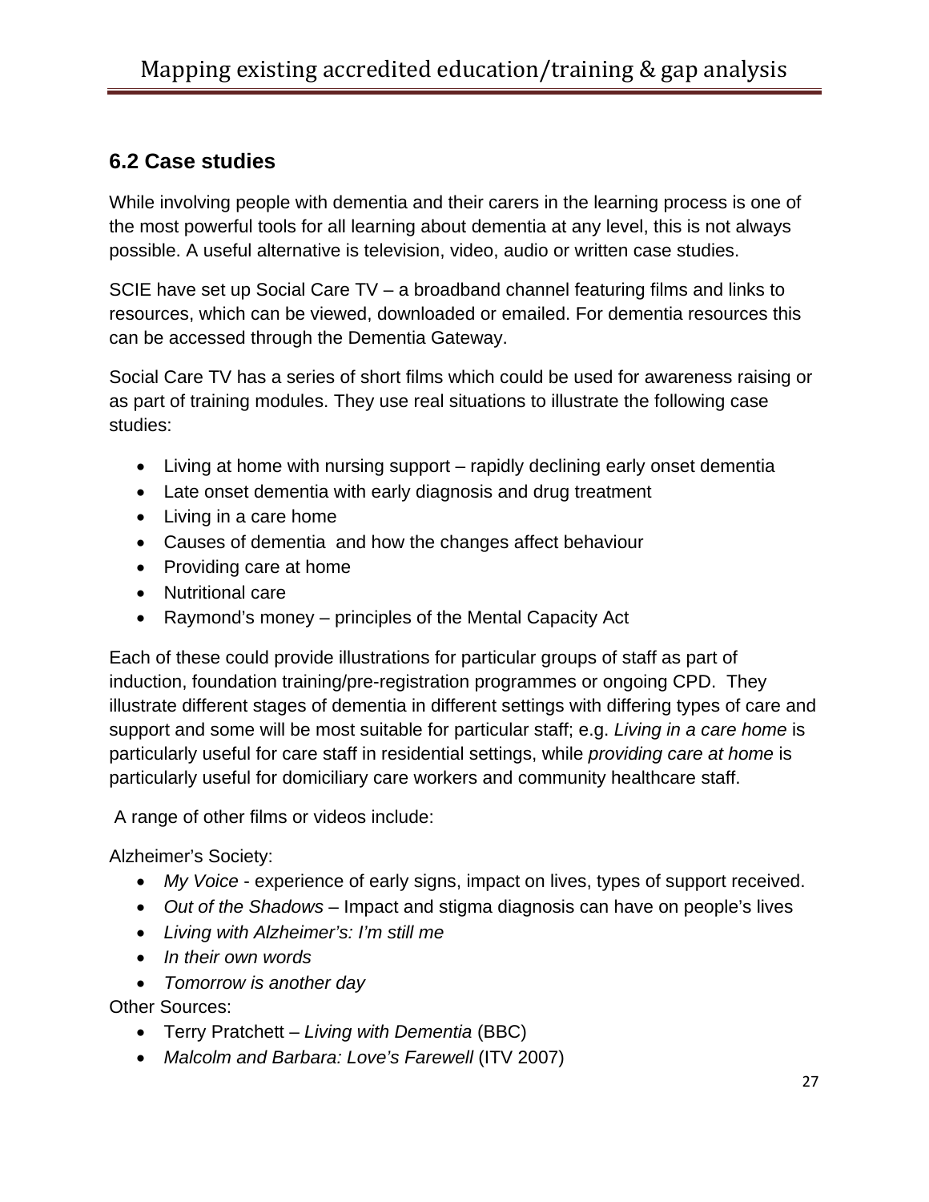## 6.2 Case studies

While involving people with dementia and their carers in the learning process is one of the most powerful tools for all learning about dementia at any level, this is not always possible. A useful alternative is television, video, audio or written case studies.

SCIE have set up Social Care TV – a broadband channel featuring films and links to resources, which can be viewed, downloaded or emailed. For dementia resources this can be accessed through the Dementia Gateway.

Social Care TV has a series of short films which could be used for awareness raising or as part of training modules. They use real situations to illustrate the following case studies:

- Living at home with nursing support – rapidly declining early onset dementia
- Late onset dementia with early diagnosis and drug treatment
- Living in a care home
- Causes of dementia and how the changes affect behaviour
- Providing care at home
- Nutritional care
- Raymond's money – principles of the Mental Capacity Act

Each of these could provide illustrations for particular groups of staff as part of induction, foundation training/pre-registration programmes or ongoing CPD. They illustrate different stages of dementia in different settings with differing types of care and support and some will be most suitable for particular staff; e.g. *Living in a care home* is particularly useful for care staff in residential settings, while *providing care at home* is particularly useful for domiciliary care workers and community healthcare staff.

A range of other films or videos include:

Alzheimer's Society:

- *My Voice* - experience of early signs, impact on lives, types of support received.
- *Out of the Shadows* – Impact and stigma diagnosis can have on people's lives
- *Living with Alzheimer's: I'm still me*
- *In their own words*
- *Tomorrow is another day*

Other Sources:

- Terry Pratchett – *Living with Dementia* (BBC)
- *Malcolm and Barbara: Love's Farewell* (ITV 2007)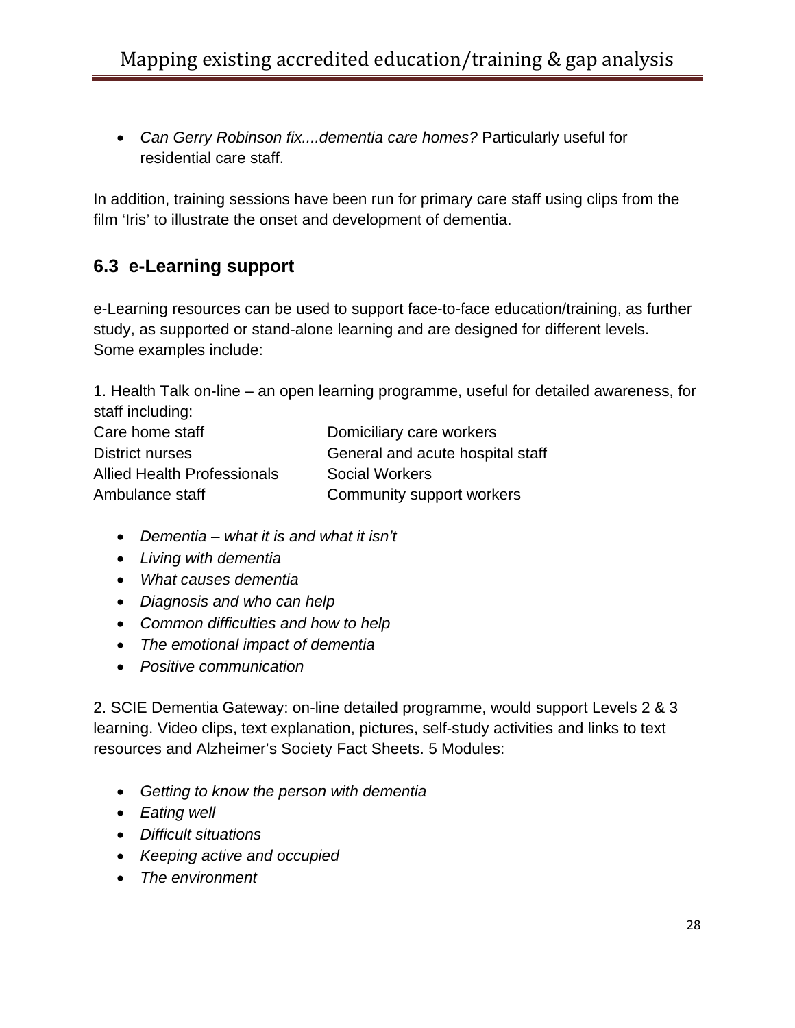- *Can Gerry Robinson fix....dementia care homes?* Particularly useful for residential care staff.

In addition, training sessions have been run for primary care staff using clips from the film 'Iris' to illustrate the onset and development of dementia.

## 6.3 e-Learning support

e-Learning resources can be used to support face-to-face education/training, as further study, as supported or stand-alone learning and are designed for different levels. Some examples include:

1. Health Talk on-line – an open learning programme, useful for detailed awareness, for staff including:

| | |
|---|---|
| Care home staff | Domiciliary care workers |
| District nurses | General and acute hospital staff |
| Allied Health Professionals | Social Workers |
| Ambulance staff | Community support workers |

- *Dementia – what it is and what it isn't*
- *Living with dementia*
- *What causes dementia*
- *Diagnosis and who can help*
- *Common difficulties and how to help*
- *The emotional impact of dementia*
- *Positive communication*

2. SCIE Dementia Gateway: on-line detailed programme, would support Levels 2 & 3 learning. Video clips, text explanation, pictures, self-study activities and links to text resources and Alzheimer's Society Fact Sheets. 5 Modules:

- *Getting to know the person with dementia*
- *Eating well*
- *Difficult situations*
- *Keeping active and occupied*
- *The environment*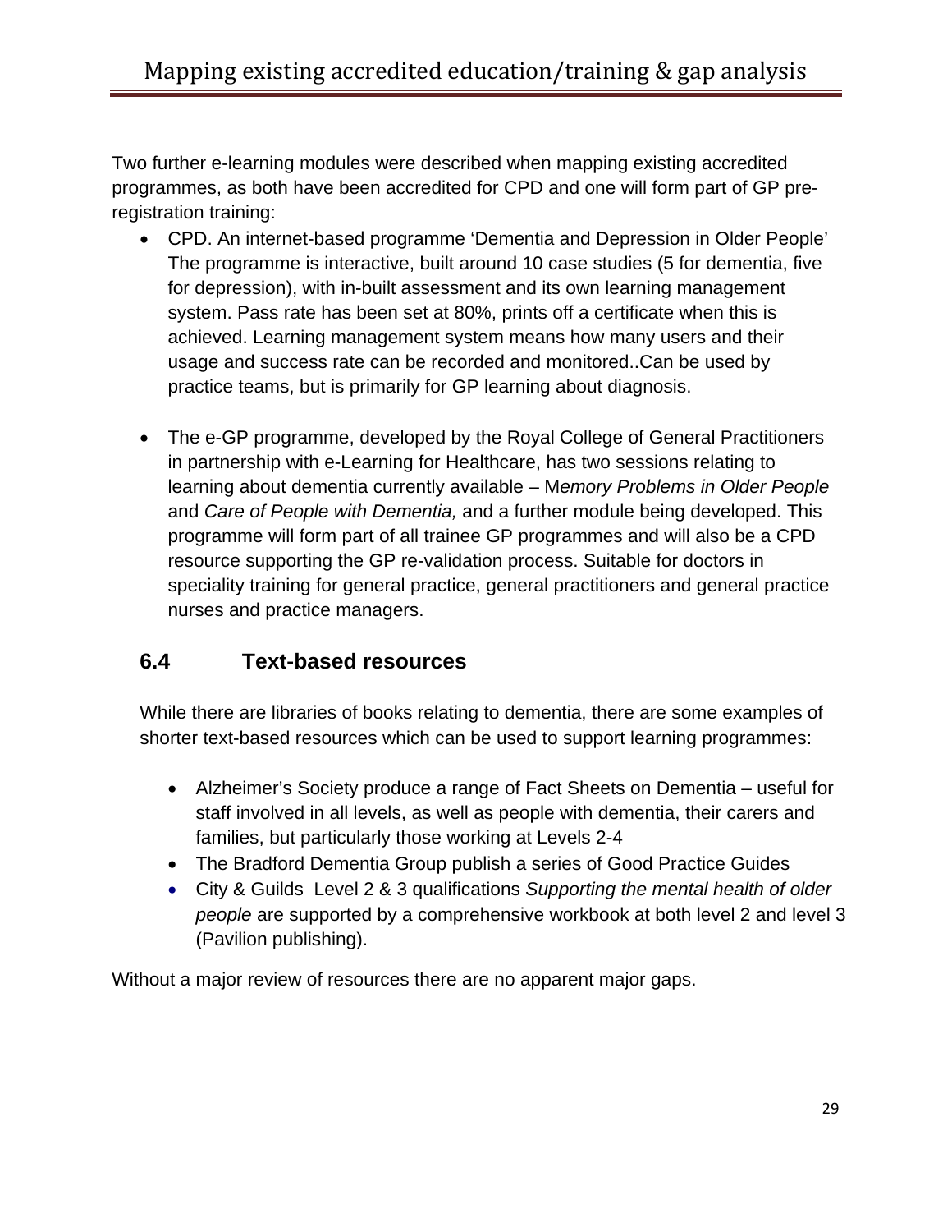Two further e-learning modules were described when mapping existing accredited programmes, as both have been accredited for CPD and one will form part of GP pre-registration training:

- CPD. An internet-based programme 'Dementia and Depression in Older People' The programme is interactive, built around 10 case studies (5 for dementia, five for depression), with in-built assessment and its own learning management system. Pass rate has been set at 80%, prints off a certificate when this is achieved. Learning management system means how many users and their usage and success rate can be recorded and monitored..Can be used by practice teams, but is primarily for GP learning about diagnosis.

- The e-GP programme, developed by the Royal College of General Practitioners in partnership with e-Learning for Healthcare, has two sessions relating to learning about dementia currently available – M*emory Problems in Older People* and *Care of People with Dementia,* and a further module being developed. This programme will form part of all trainee GP programmes and will also be a CPD resource supporting the GP re-validation process. Suitable for doctors in speciality training for general practice, general practitioners and general practice nurses and practice managers.

## 6.4 Text-based resources

While there are libraries of books relating to dementia, there are some examples of shorter text-based resources which can be used to support learning programmes:

- Alzheimer's Society produce a range of Fact Sheets on Dementia – useful for staff involved in all levels, as well as people with dementia, their carers and families, but particularly those working at Levels 2-4
- The Bradford Dementia Group publish a series of Good Practice Guides
- City & Guilds Level 2 & 3 qualifications *Supporting the mental health of older people* are supported by a comprehensive workbook at both level 2 and level 3 (Pavilion publishing).

Without a major review of resources there are no apparent major gaps.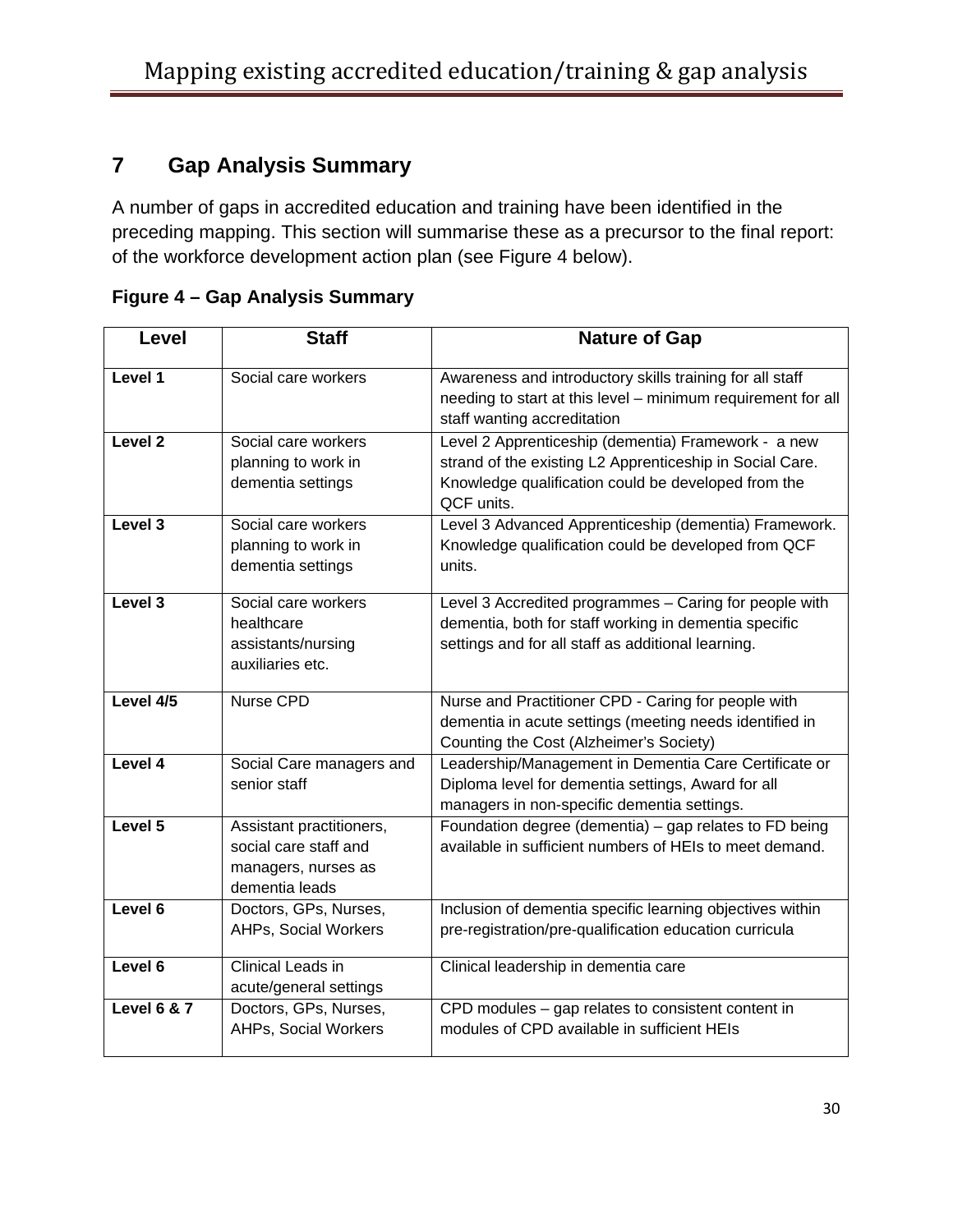## 7 Gap Analysis Summary

A number of gaps in accredited education and training have been identified in the preceding mapping. This section will summarise these as a precursor to the final report: of the workforce development action plan (see Figure 4 below).

**Figure 4 – Gap Analysis Summary**

| Level | Staff | Nature of Gap |
|---|---|---|
| **Level 1** | Social care workers | Awareness and introductory skills training for all staff needing to start at this level – minimum requirement for all staff wanting accreditation |
| **Level 2** | Social care workers planning to work in dementia settings | Level 2 Apprenticeship (dementia) Framework - a new strand of the existing L2 Apprenticeship in Social Care. Knowledge qualification could be developed from the QCF units. |
| **Level 3** | Social care workers planning to work in dementia settings | Level 3 Advanced Apprenticeship (dementia) Framework. Knowledge qualification could be developed from QCF units. |
| **Level 3** | Social care workers healthcare assistants/nursing auxiliaries etc. | Level 3 Accredited programmes – Caring for people with dementia, both for staff working in dementia specific settings and for all staff as additional learning. |
| **Level 4/5** | Nurse CPD | Nurse and Practitioner CPD - Caring for people with dementia in acute settings (meeting needs identified in Counting the Cost (Alzheimer's Society) |
| **Level 4** | Social Care managers and senior staff | Leadership/Management in Dementia Care Certificate or Diploma level for dementia settings, Award for all managers in non-specific dementia settings. |
| **Level 5** | Assistant practitioners, social care staff and managers, nurses as dementia leads | Foundation degree (dementia) – gap relates to FD being available in sufficient numbers of HEIs to meet demand. |
| **Level 6** | Doctors, GPs, Nurses, AHPs, Social Workers | Inclusion of dementia specific learning objectives within pre-registration/pre-qualification education curricula |
| **Level 6** | Clinical Leads in acute/general settings | Clinical leadership in dementia care |
| **Level 6 & 7** | Doctors, GPs, Nurses, AHPs, Social Workers | CPD modules – gap relates to consistent content in modules of CPD available in sufficient HEIs |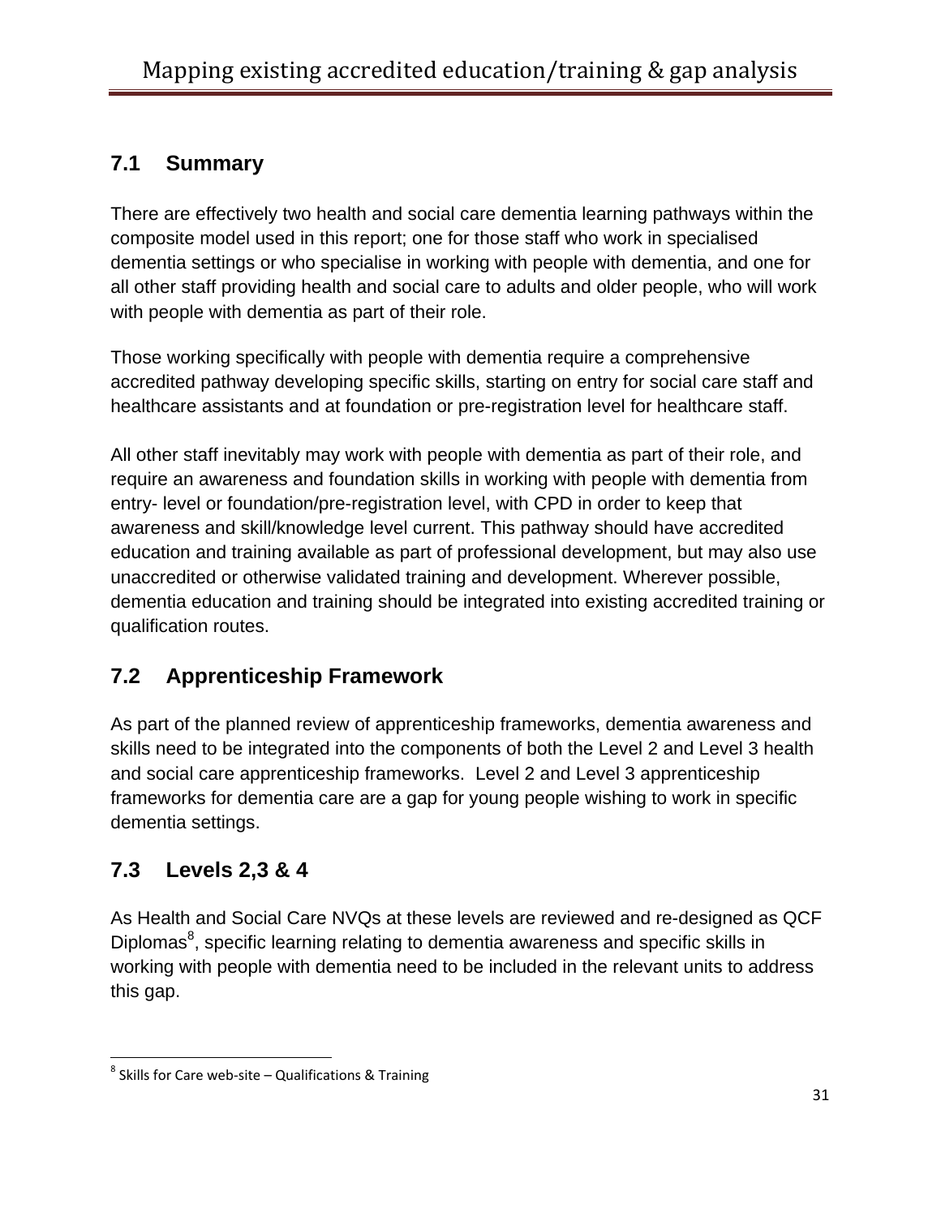## 7.1 Summary

There are effectively two health and social care dementia learning pathways within the composite model used in this report; one for those staff who work in specialised dementia settings or who specialise in working with people with dementia, and one for all other staff providing health and social care to adults and older people, who will work with people with dementia as part of their role.

Those working specifically with people with dementia require a comprehensive accredited pathway developing specific skills, starting on entry for social care staff and healthcare assistants and at foundation or pre-registration level for healthcare staff.

All other staff inevitably may work with people with dementia as part of their role, and require an awareness and foundation skills in working with people with dementia from entry- level or foundation/pre-registration level, with CPD in order to keep that awareness and skill/knowledge level current. This pathway should have accredited education and training available as part of professional development, but may also use unaccredited or otherwise validated training and development. Wherever possible, dementia education and training should be integrated into existing accredited training or qualification routes.

## 7.2 Apprenticeship Framework

As part of the planned review of apprenticeship frameworks, dementia awareness and skills need to be integrated into the components of both the Level 2 and Level 3 health and social care apprenticeship frameworks. Level 2 and Level 3 apprenticeship frameworks for dementia care are a gap for young people wishing to work in specific dementia settings.

## 7.3 Levels 2,3 & 4

As Health and Social Care NVQs at these levels are reviewed and re-designed as QCF Diplomas[8], specific learning relating to dementia awareness and specific skills in working with people with dementia need to be included in the relevant units to address this gap.

[8] Skills for Care web-site – Qualifications & Training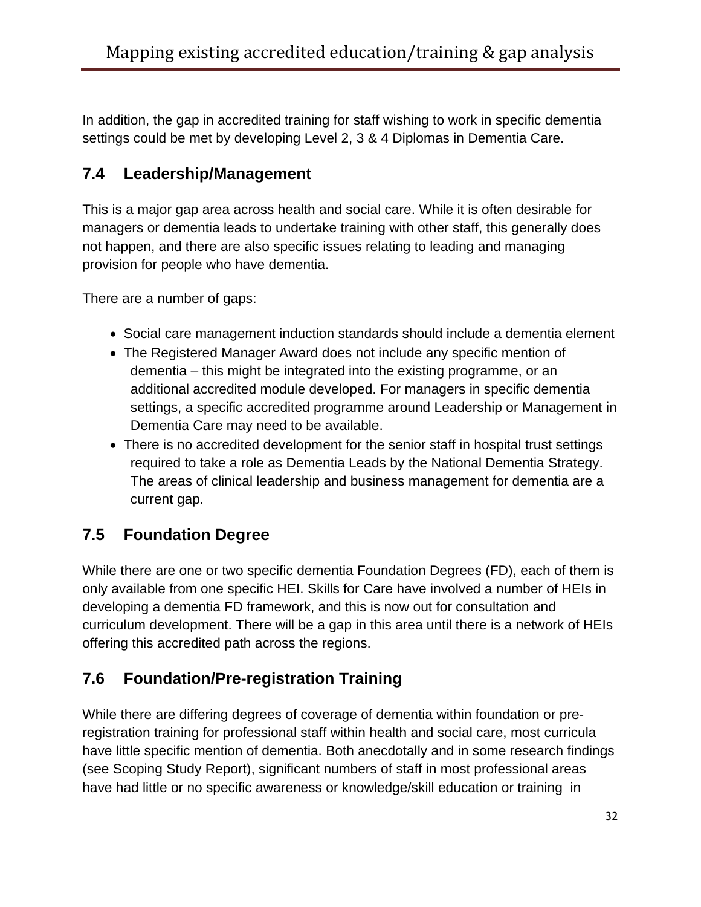In addition, the gap in accredited training for staff wishing to work in specific dementia settings could be met by developing Level 2, 3 & 4 Diplomas in Dementia Care.

## 7.4 Leadership/Management

This is a major gap area across health and social care. While it is often desirable for managers or dementia leads to undertake training with other staff, this generally does not happen, and there are also specific issues relating to leading and managing provision for people who have dementia.

There are a number of gaps:

- Social care management induction standards should include a dementia element
- The Registered Manager Award does not include any specific mention of dementia – this might be integrated into the existing programme, or an additional accredited module developed. For managers in specific dementia settings, a specific accredited programme around Leadership or Management in Dementia Care may need to be available.
- There is no accredited development for the senior staff in hospital trust settings required to take a role as Dementia Leads by the National Dementia Strategy. The areas of clinical leadership and business management for dementia are a current gap.

## 7.5 Foundation Degree

While there are one or two specific dementia Foundation Degrees (FD), each of them is only available from one specific HEI. Skills for Care have involved a number of HEIs in developing a dementia FD framework, and this is now out for consultation and curriculum development. There will be a gap in this area until there is a network of HEIs offering this accredited path across the regions.

## 7.6 Foundation/Pre-registration Training

While there are differing degrees of coverage of dementia within foundation or pre-registration training for professional staff within health and social care, most curricula have little specific mention of dementia. Both anecdotally and in some research findings (see Scoping Study Report), significant numbers of staff in most professional areas have had little or no specific awareness or knowledge/skill education or training in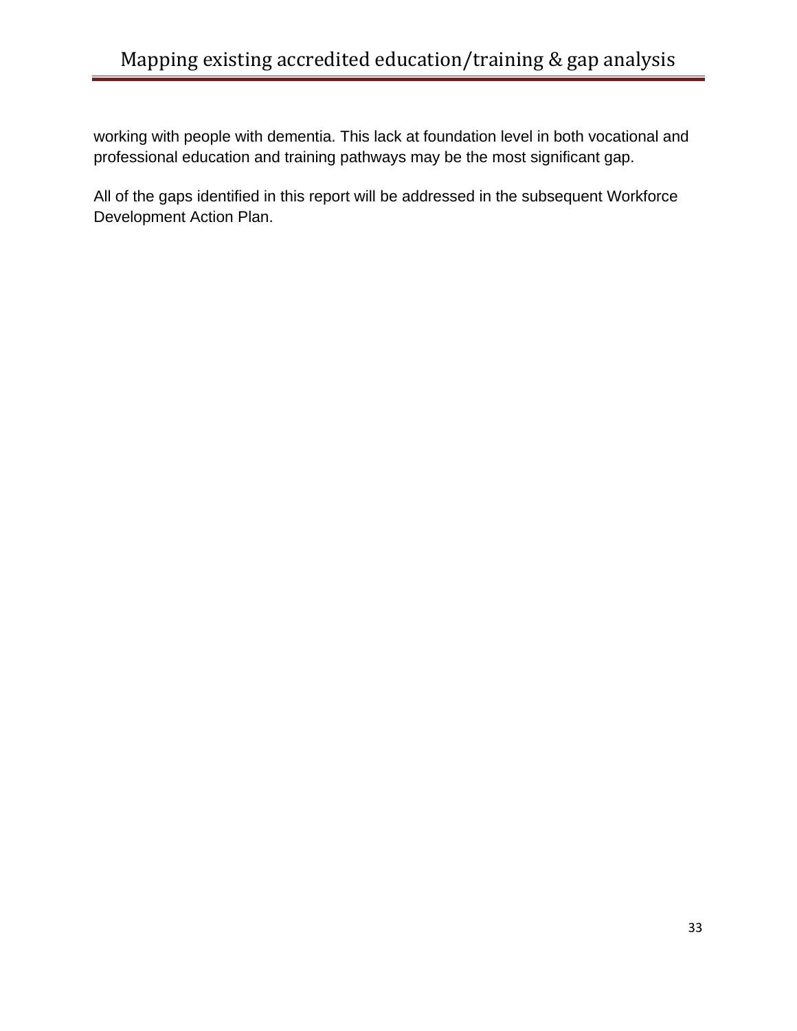working with people with dementia. This lack at foundation level in both vocational and professional education and training pathways may be the most significant gap.

All of the gaps identified in this report will be addressed in the subsequent Workforce Development Action Plan.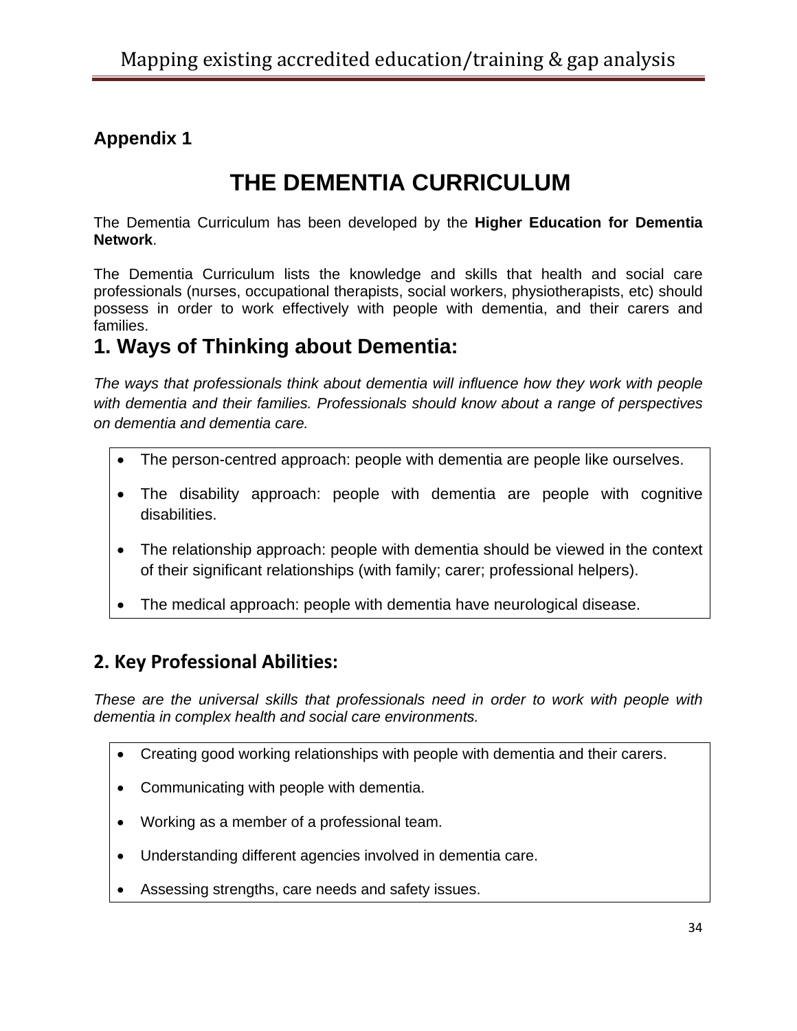## Appendix 1

# THE DEMENTIA CURRICULUM

The Dementia Curriculum has been developed by the **Higher Education for Dementia Network**.

The Dementia Curriculum lists the knowledge and skills that health and social care professionals (nurses, occupational therapists, social workers, physiotherapists, etc) should possess in order to work effectively with people with dementia, and their carers and families.

## 1. Ways of Thinking about Dementia:

*The ways that professionals think about dementia will influence how they work with people with dementia and their families. Professionals should know about a range of perspectives on dementia and dementia care.*

- The person-centred approach: people with dementia are people like ourselves.
- The disability approach: people with dementia are people with cognitive disabilities.
- The relationship approach: people with dementia should be viewed in the context of their significant relationships (with family; carer; professional helpers).
- The medical approach: people with dementia have neurological disease.

## 2. Key Professional Abilities:

*These are the universal skills that professionals need in order to work with people with dementia in complex health and social care environments.*

- Creating good working relationships with people with dementia and their carers.
- Communicating with people with dementia.
- Working as a member of a professional team.
- Understanding different agencies involved in dementia care.
- Assessing strengths, care needs and safety issues.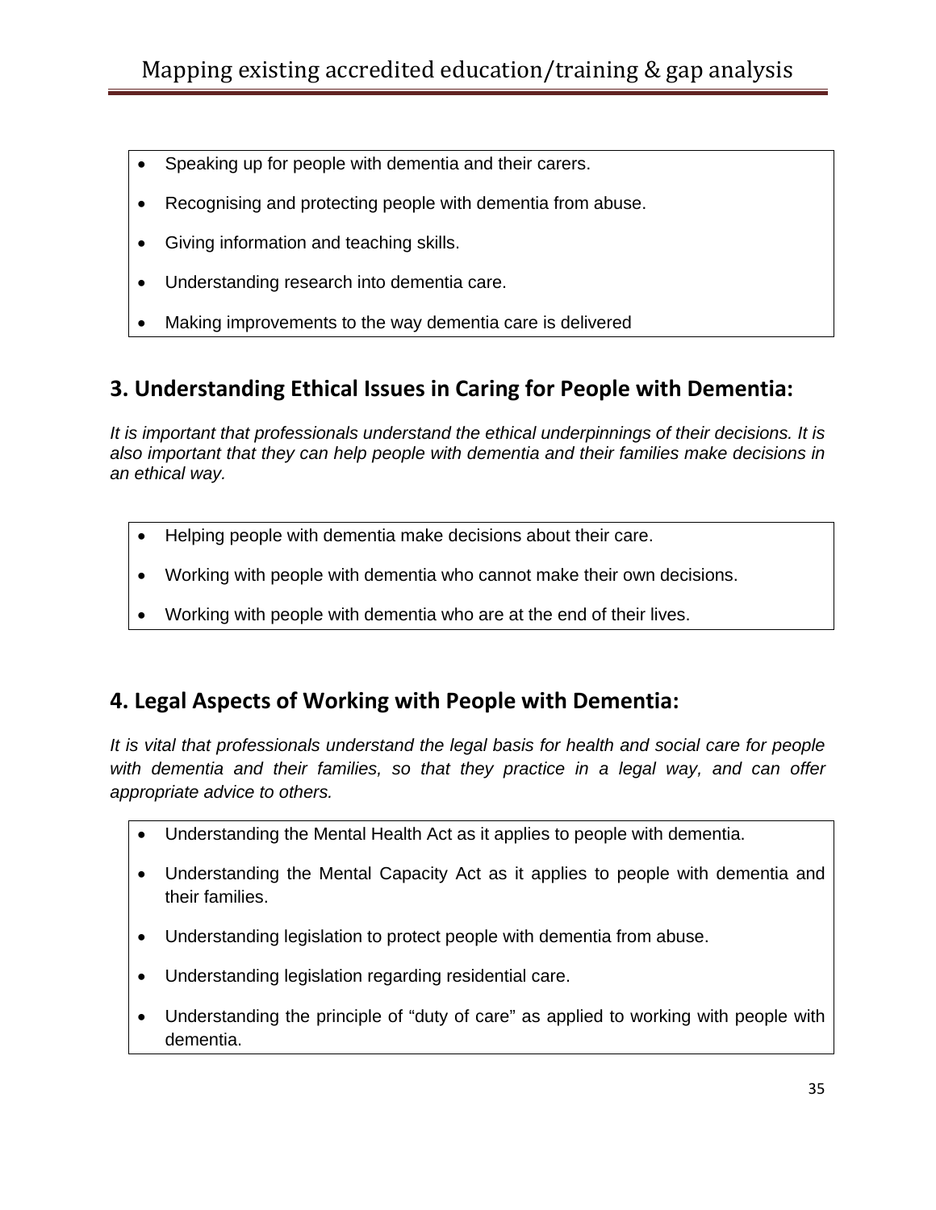- Speaking up for people with dementia and their carers.
- Recognising and protecting people with dementia from abuse.
- Giving information and teaching skills.
- Understanding research into dementia care.
- Making improvements to the way dementia care is delivered

## 3. Understanding Ethical Issues in Caring for People with Dementia:

*It is important that professionals understand the ethical underpinnings of their decisions. It is also important that they can help people with dementia and their families make decisions in an ethical way.*

- Helping people with dementia make decisions about their care.
- Working with people with dementia who cannot make their own decisions.
- Working with people with dementia who are at the end of their lives.

## 4. Legal Aspects of Working with People with Dementia:

*It is vital that professionals understand the legal basis for health and social care for people with dementia and their families, so that they practice in a legal way, and can offer appropriate advice to others.*

- Understanding the Mental Health Act as it applies to people with dementia.
- Understanding the Mental Capacity Act as it applies to people with dementia and their families.
- Understanding legislation to protect people with dementia from abuse.
- Understanding legislation regarding residential care.
- Understanding the principle of "duty of care" as applied to working with people with dementia.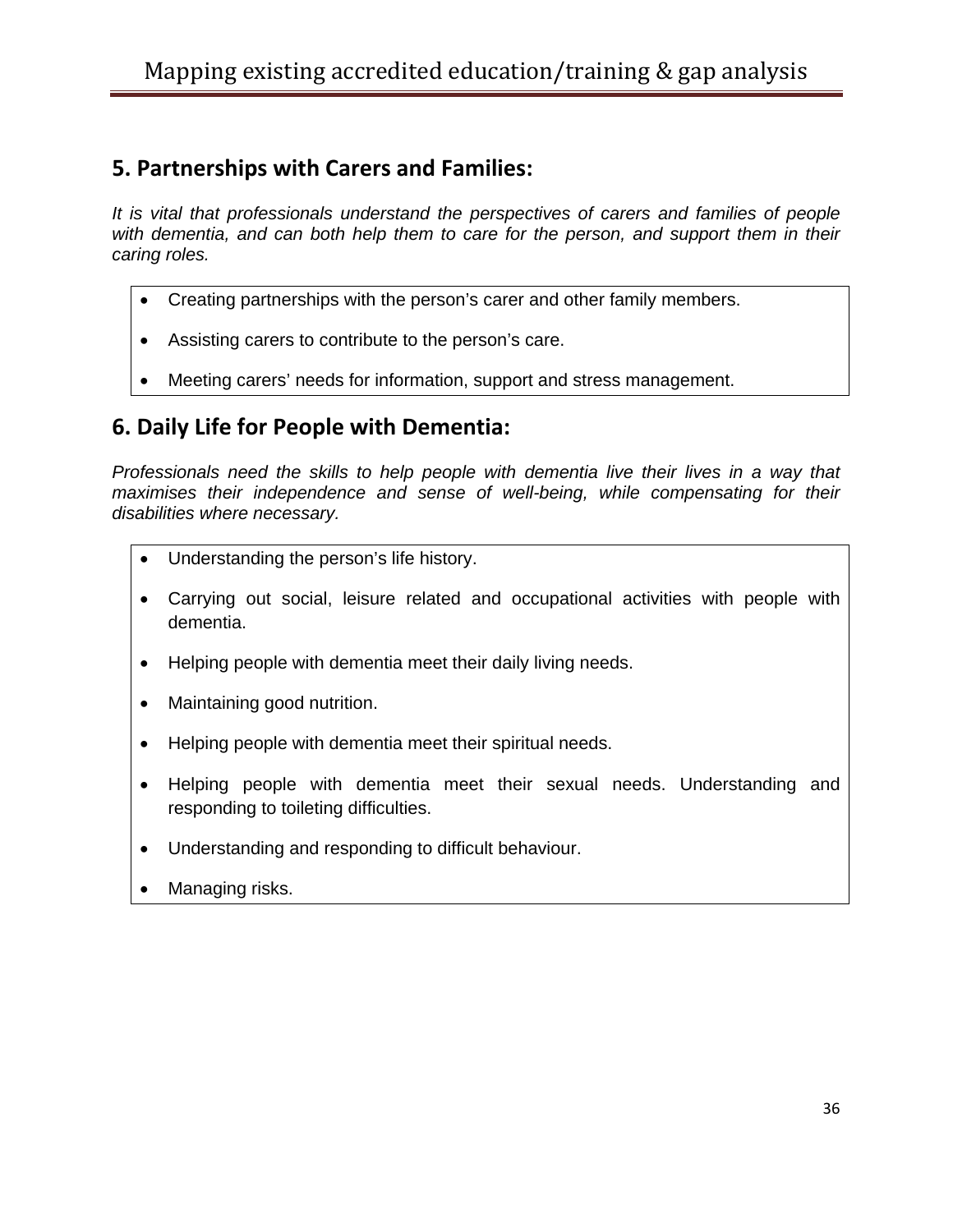## 5. Partnerships with Carers and Families:

*It is vital that professionals understand the perspectives of carers and families of people with dementia, and can both help them to care for the person, and support them in their caring roles.*

- Creating partnerships with the person's carer and other family members.
- Assisting carers to contribute to the person's care.
- Meeting carers' needs for information, support and stress management.

## 6. Daily Life for People with Dementia:

*Professionals need the skills to help people with dementia live their lives in a way that maximises their independence and sense of well-being, while compensating for their disabilities where necessary.*

- Understanding the person's life history.
- Carrying out social, leisure related and occupational activities with people with dementia.
- Helping people with dementia meet their daily living needs.
- Maintaining good nutrition.
- Helping people with dementia meet their spiritual needs.
- Helping people with dementia meet their sexual needs. Understanding and responding to toileting difficulties.
- Understanding and responding to difficult behaviour.
- Managing risks.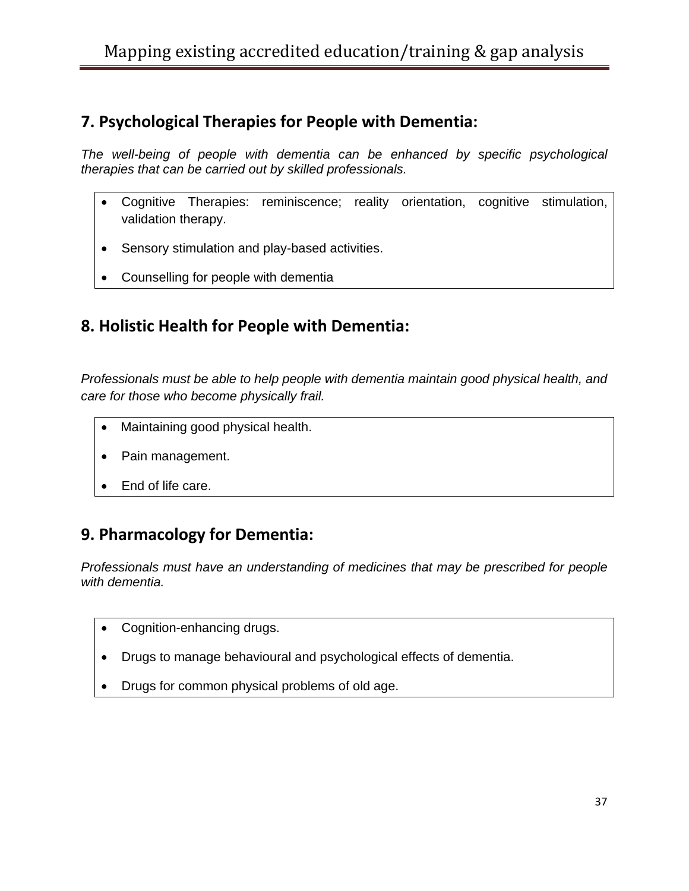## 7. Psychological Therapies for People with Dementia:

*The well-being of people with dementia can be enhanced by specific psychological therapies that can be carried out by skilled professionals.*

- Cognitive Therapies: reminiscence; reality orientation, cognitive stimulation, validation therapy.
- Sensory stimulation and play-based activities.
- Counselling for people with dementia

## 8. Holistic Health for People with Dementia:

*Professionals must be able to help people with dementia maintain good physical health, and care for those who become physically frail.*

- Maintaining good physical health.
- Pain management.
- End of life care.

## 9. Pharmacology for Dementia:

*Professionals must have an understanding of medicines that may be prescribed for people with dementia.*

- Cognition-enhancing drugs.
- Drugs to manage behavioural and psychological effects of dementia.
- Drugs for common physical problems of old age.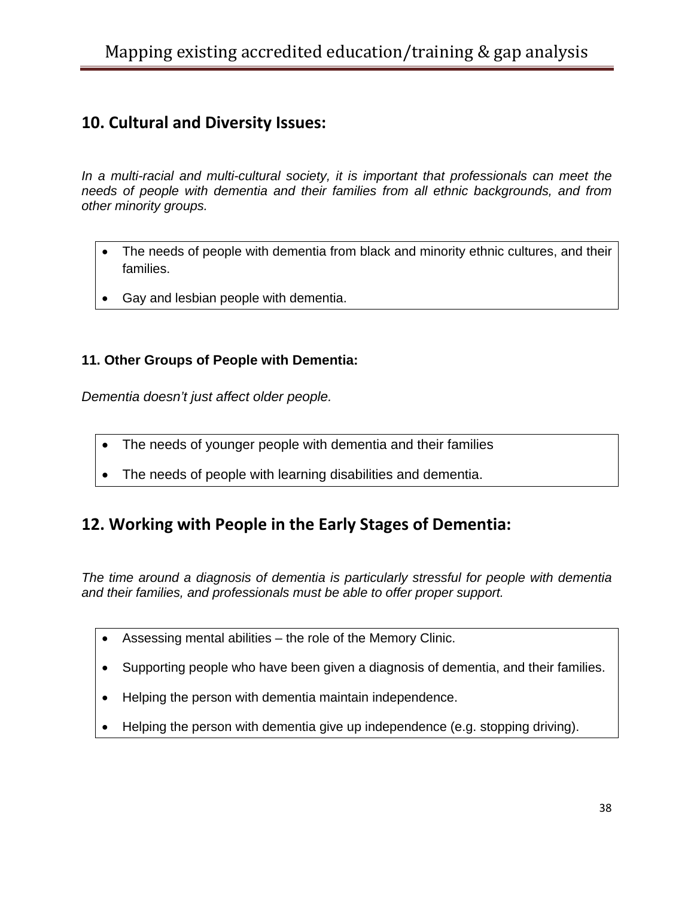## 10. Cultural and Diversity Issues:

*In a multi-racial and multi-cultural society, it is important that professionals can meet the needs of people with dementia and their families from all ethnic backgrounds, and from other minority groups.*

- The needs of people with dementia from black and minority ethnic cultures, and their families.
- Gay and lesbian people with dementia.

### 11. Other Groups of People with Dementia:

*Dementia doesn't just affect older people.*

- The needs of younger people with dementia and their families
- The needs of people with learning disabilities and dementia.

## 12. Working with People in the Early Stages of Dementia:

*The time around a diagnosis of dementia is particularly stressful for people with dementia and their families, and professionals must be able to offer proper support.*

- Assessing mental abilities – the role of the Memory Clinic.
- Supporting people who have been given a diagnosis of dementia, and their families.
- Helping the person with dementia maintain independence.
- Helping the person with dementia give up independence (e.g. stopping driving).